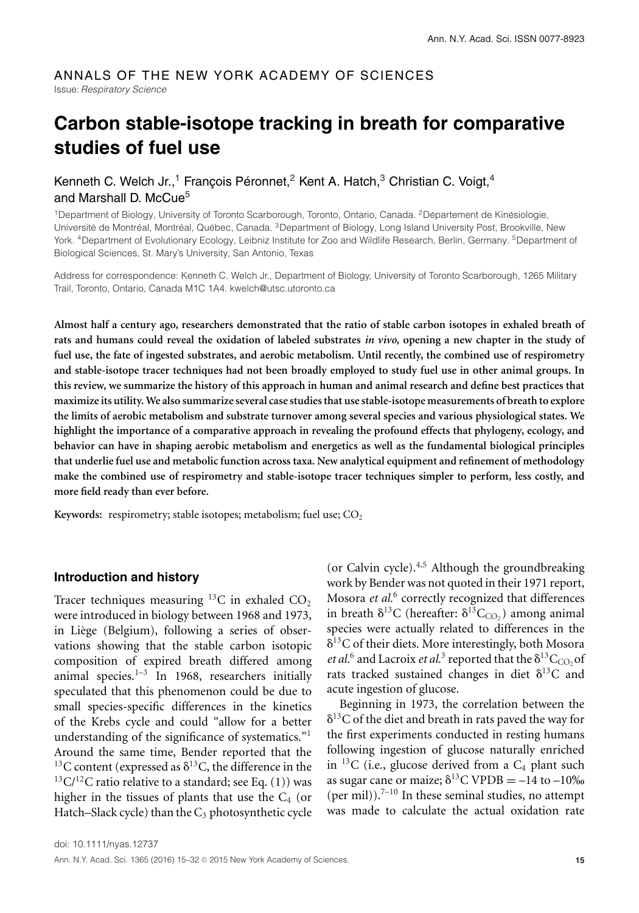ANNALS OF THE NEW YORK ACADEMY OF SCIENCES

Issue: *Respiratory Science*

# Carbon stable-isotope tracking in breath for comparative studies of fuel use

Kenneth C. Welch Jr.,[1] François Péronnet,[2] Kent A. Hatch,[3] Christian C. Voigt,[4] and Marshall D. McCue[5]

[1]Department of Biology, University of Toronto Scarborough, Toronto, Ontario, Canada. [2]Département de Kinésiologie, Université de Montréal, Montréal, Québec, Canada. [3]Department of Biology, Long Island University Post, Brookville, New York. [4]Department of Evolutionary Ecology, Leibniz Institute for Zoo and Wildlife Research, Berlin, Germany. [5]Department of Biological Sciences, St. Mary's University, San Antonio, Texas

Address for correspondence: Kenneth C. Welch Jr., Department of Biology, University of Toronto Scarborough, 1265 Military Trail, Toronto, Ontario, Canada M1C 1A4. kwelch@utsc.utoronto.ca

**Almost half a century ago, researchers demonstrated that the ratio of stable carbon isotopes in exhaled breath of rats and humans could reveal the oxidation of labeled substrates *in vivo*, opening a new chapter in the study of fuel use, the fate of ingested substrates, and aerobic metabolism. Until recently, the combined use of respirometry and stable-isotope tracer techniques had not been broadly employed to study fuel use in other animal groups. In this review, we summarize the history of this approach in human and animal research and define best practices that maximize its utility. We also summarize several case studies that use stable-isotope measurements of breath to explore the limits of aerobic metabolism and substrate turnover among several species and various physiological states. We highlight the importance of a comparative approach in revealing the profound effects that phylogeny, ecology, and behavior can have in shaping aerobic metabolism and energetics as well as the fundamental biological principles that underlie fuel use and metabolic function across taxa. New analytical equipment and refinement of methodology make the combined use of respirometry and stable-isotope tracer techniques simpler to perform, less costly, and more field ready than ever before.**

**Keywords:** respirometry; stable isotopes; metabolism; fuel use; $CO_2$

## Introduction and history

Tracer techniques measuring $^{13}C$ in exhaled $CO_2$ were introduced in biology between 1968 and 1973, in Liège (Belgium), following a series of observations showing that the stable carbon isotopic composition of expired breath differed among animal species.[1–3] In 1968, researchers initially speculated that this phenomenon could be due to small species-specific differences in the kinetics of the Krebs cycle and could "allow for a better understanding of the significance of systematics."[1] Around the same time, Bender reported that the $^{13}C$ content (expressed as $\delta^{13}C$, the difference in the $^{13}C/^{12}C$ ratio relative to a standard; see Eq. (1)) was higher in the tissues of plants that use the $C_4$ (or Hatch–Slack cycle) than the $C_3$ photosynthetic cycle (or Calvin cycle).[4,5] Although the groundbreaking work by Bender was not quoted in their 1971 report, Mosora *et al.*[6] correctly recognized that differences in breath $\delta^{13}C$ (hereafter: $\delta^{13}C_{CO_2}$) among animal species were actually related to differences in the $\delta^{13}C$ of their diets. More interestingly, both Mosora *et al.*[6] and Lacroix *et al.*[3] reported that the $\delta^{13}C_{CO_2}$ of rats tracked sustained changes in diet $\delta^{13}C$ and acute ingestion of glucose.

Beginning in 1973, the correlation between the $\delta^{13}C$ of the diet and breath in rats paved the way for the first experiments conducted in resting humans following ingestion of glucose naturally enriched in $^{13}C$ (i.e., glucose derived from a $C_4$ plant such as sugar cane or maize; $\delta^{13}C$ VPDB $= -14$ to $-10$‰ (per mil)).[7–10] In these seminal studies, no attempt was made to calculate the actual oxidation rate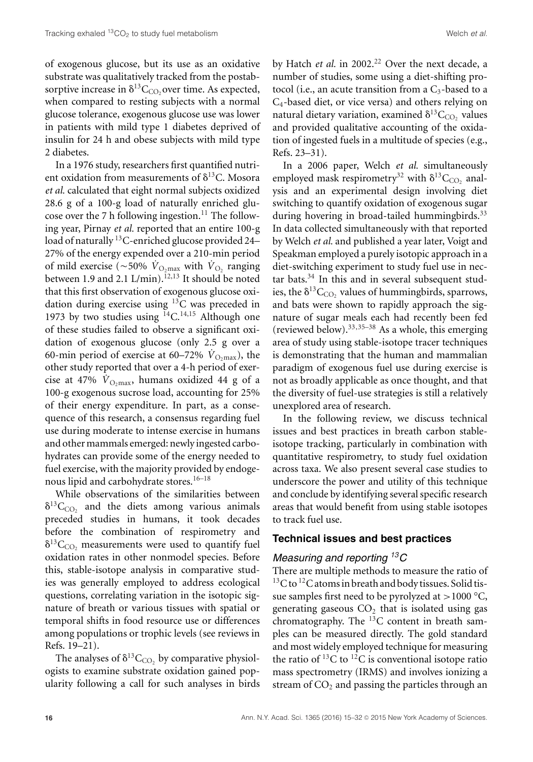of exogenous glucose, but its use as an oxidative substrate was qualitatively tracked from the postabsorptive increase in $\delta^{13}C_{CO_2}$ over time. As expected, when compared to resting subjects with a normal glucose tolerance, exogenous glucose use was lower in patients with mild type 1 diabetes deprived of insulin for 24 h and obese subjects with mild type 2 diabetes.

In a 1976 study, researchers first quantified nutrient oxidation from measurements of $\delta^{13}C$. Mosora *et al.* calculated that eight normal subjects oxidized 28.6 g of a 100-g load of naturally enriched glucose over the 7 h following ingestion.[11] The following year, Pirnay *et al.* reported that an entire 100-g load of naturally $^{13}C$-enriched glucose provided 24–27% of the energy expended over a 210-min period of mild exercise (~50% $\dot{V}_{O_2max}$ with $\dot{V}_{O_2}$ ranging between 1.9 and 2.1 L/min).[12,13] It should be noted that this first observation of exogenous glucose oxidation during exercise using $^{13}C$ was preceded in 1973 by two studies using $^{14}C$.[14,15] Although one of these studies failed to observe a significant oxidation of exogenous glucose (only 2.5 g over a 60-min period of exercise at 60–72% $\dot{V}_{O_2max}$), the other study reported that over a 4-h period of exercise at 47% $\dot{V}_{O_2max}$, humans oxidized 44 g of a 100-g exogenous sucrose load, accounting for 25% of their energy expenditure. In part, as a consequence of this research, a consensus regarding fuel use during moderate to intense exercise in humans and other mammals emerged: newly ingested carbohydrates can provide some of the energy needed to fuel exercise, with the majority provided by endogenous lipid and carbohydrate stores.[16–18]

While observations of the similarities between $\delta^{13}C_{CO_2}$ and the diets among various animals preceded studies in humans, it took decades before the combination of respirometry and $\delta^{13}C_{CO_2}$ measurements were used to quantify fuel oxidation rates in other nonmodel species. Before this, stable-isotope analysis in comparative studies was generally employed to address ecological questions, correlating variation in the isotopic signature of breath or various tissues with spatial or temporal shifts in food resource use or differences among populations or trophic levels (see reviews in Refs. 19–21).

The analyses of $\delta^{13}C_{CO_2}$ by comparative physiologists to examine substrate oxidation gained popularity following a call for such analyses in birds by Hatch *et al.* in 2002.[22] Over the next decade, a number of studies, some using a diet-shifting protocol (i.e., an acute transition from a $C_3$-based to a $C_4$-based diet, or vice versa) and others relying on natural dietary variation, examined $\delta^{13}C_{CO_2}$ values and provided qualitative accounting of the oxidation of ingested fuels in a multitude of species (e.g., Refs. 23–31).

In a 2006 paper, Welch *et al.* simultaneously employed mask respirometry[32] with $\delta^{13}C_{CO_2}$ analysis and an experimental design involving diet switching to quantify oxidation of exogenous sugar during hovering in broad-tailed hummingbirds.[33] In data collected simultaneously with that reported by Welch *et al.* and published a year later, Voigt and Speakman employed a purely isotopic approach in a diet-switching experiment to study fuel use in nectar bats.[34] In this and in several subsequent studies, the $\delta^{13}C_{CO_2}$ values of hummingbirds, sparrows, and bats were shown to rapidly approach the signature of sugar meals each had recently been fed (reviewed below).[33,35–38] As a whole, this emerging area of study using stable-isotope tracer techniques is demonstrating that the human and mammalian paradigm of exogenous fuel use during exercise is not as broadly applicable as once thought, and that the diversity of fuel-use strategies is still a relatively unexplored area of research.

In the following review, we discuss technical issues and best practices in breath carbon stable-isotope tracking, particularly in combination with quantitative respirometry, to study fuel oxidation across taxa. We also present several case studies to underscore the power and utility of this technique and conclude by identifying several specific research areas that would benefit from using stable isotopes to track fuel use.

## Technical issues and best practices

### *Measuring and reporting $^{13}C$*

There are multiple methods to measure the ratio of $^{13}C$ to $^{12}C$ atoms in breath and body tissues. Solid tissue samples first need to be pyrolyzed at >1000 °C, generating gaseous $CO_2$ that is isolated using gas chromatography. The $^{13}C$ content in breath samples can be measured directly. The gold standard and most widely employed technique for measuring the ratio of $^{13}C$ to $^{12}C$ is conventional isotope ratio mass spectrometry (IRMS) and involves ionizing a stream of $CO_2$ and passing the particles through an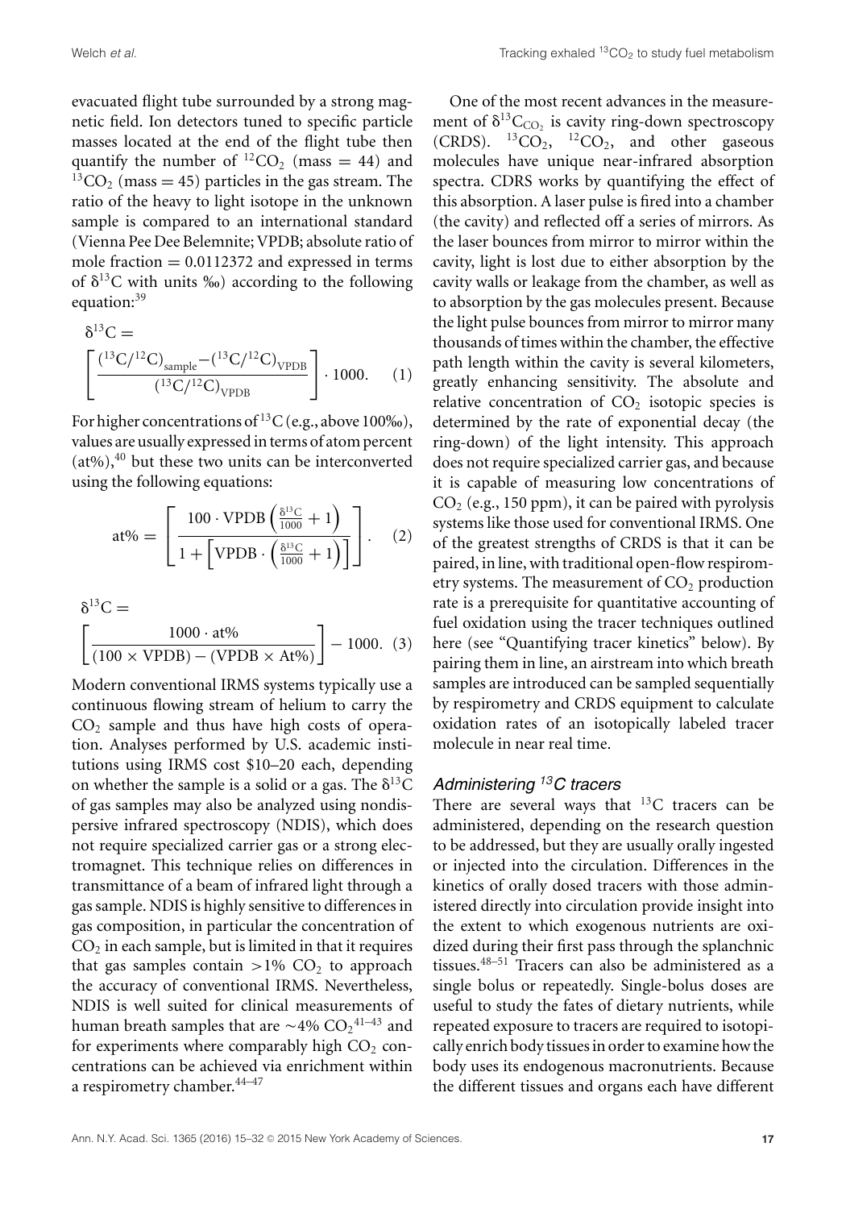evacuated flight tube surrounded by a strong magnetic field. Ion detectors tuned to specific particle masses located at the end of the flight tube then quantify the number of $^{12}CO_2$ (mass = 44) and $^{13}CO_2$ (mass = 45) particles in the gas stream. The ratio of the heavy to light isotope in the unknown sample is compared to an international standard (Vienna Pee Dee Belemnite; VPDB; absolute ratio of mole fraction = 0.0112372 and expressed in terms of $\delta^{13}C$ with units ‰) according to the following equation:[39]

$$\delta^{13}C = \left[\frac{(^{13}C/^{12}C)_{sample} - (^{13}C/^{12}C)_{VPDB}}{(^{13}C/^{12}C)_{VPDB}}\right] \cdot 1000. \quad (1)$$

For higher concentrations of $^{13}C$ (e.g., above 100‰), values are usually expressed in terms of atom percent (at%),[40] but these two units can be interconverted using the following equations:

$$\text{at\%} = \left[\frac{100 \cdot \text{VPDB}\left(\frac{\delta^{13}C}{1000} + 1\right)}{1 + \left[\text{VPDB} \cdot \left(\frac{\delta^{13}C}{1000} + 1\right)\right]}\right]. \quad (2)$$

$$\delta^{13}C = \left[\frac{1000 \cdot \text{at\%}}{(100 \times \text{VPDB}) - (\text{VPDB} \times \text{At\%})}\right] - 1000. \quad (3)$$

Modern conventional IRMS systems typically use a continuous flowing stream of helium to carry the $CO_2$ sample and thus have high costs of operation. Analyses performed by U.S. academic institutions using IRMS cost $10–20 each, depending on whether the sample is a solid or a gas. The $\delta^{13}C$ of gas samples may also be analyzed using nondispersive infrared spectroscopy (NDIS), which does not require specialized carrier gas or a strong electromagnet. This technique relies on differences in transmittance of a beam of infrared light through a gas sample. NDIS is highly sensitive to differences in gas composition, in particular the concentration of $CO_2$ in each sample, but is limited in that it requires that gas samples contain >1% $CO_2$ to approach the accuracy of conventional IRMS. Nevertheless, NDIS is well suited for clinical measurements of human breath samples that are ~4% $CO_2$[41–43] and for experiments where comparably high $CO_2$ concentrations can be achieved via enrichment within a respirometry chamber.[44–47]

One of the most recent advances in the measurement of $\delta^{13}C_{CO_2}$ is cavity ring-down spectroscopy (CRDS). $^{13}CO_2$, $^{12}CO_2$, and other gaseous molecules have unique near-infrared absorption spectra. CDRS works by quantifying the effect of this absorption. A laser pulse is fired into a chamber (the cavity) and reflected off a series of mirrors. As the laser bounces from mirror to mirror within the cavity, light is lost due to either absorption by the cavity walls or leakage from the chamber, as well as to absorption by the gas molecules present. Because the light pulse bounces from mirror to mirror many thousands of times within the chamber, the effective path length within the cavity is several kilometers, greatly enhancing sensitivity. The absolute and relative concentration of $CO_2$ isotopic species is determined by the rate of exponential decay (the ring-down) of the light intensity. This approach does not require specialized carrier gas, and because it is capable of measuring low concentrations of $CO_2$ (e.g., 150 ppm), it can be paired with pyrolysis systems like those used for conventional IRMS. One of the greatest strengths of CRDS is that it can be paired, in line, with traditional open-flow respirometry systems. The measurement of $CO_2$ production rate is a prerequisite for quantitative accounting of fuel oxidation using the tracer techniques outlined here (see "Quantifying tracer kinetics" below). By pairing them in line, an airstream into which breath samples are introduced can be sampled sequentially by respirometry and CRDS equipment to calculate oxidation rates of an isotopically labeled tracer molecule in near real time.

### *Administering $^{13}C$ tracers*

There are several ways that $^{13}C$ tracers can be administered, depending on the research question to be addressed, but they are usually orally ingested or injected into the circulation. Differences in the kinetics of orally dosed tracers with those administered directly into circulation provide insight into the extent to which exogenous nutrients are oxidized during their first pass through the splanchnic tissues.[48–51] Tracers can also be administered as a single bolus or repeatedly. Single-bolus doses are useful to study the fates of dietary nutrients, while repeated exposure to tracers are required to isotopically enrich body tissues in order to examine how the body uses its endogenous macronutrients. Because the different tissues and organs each have different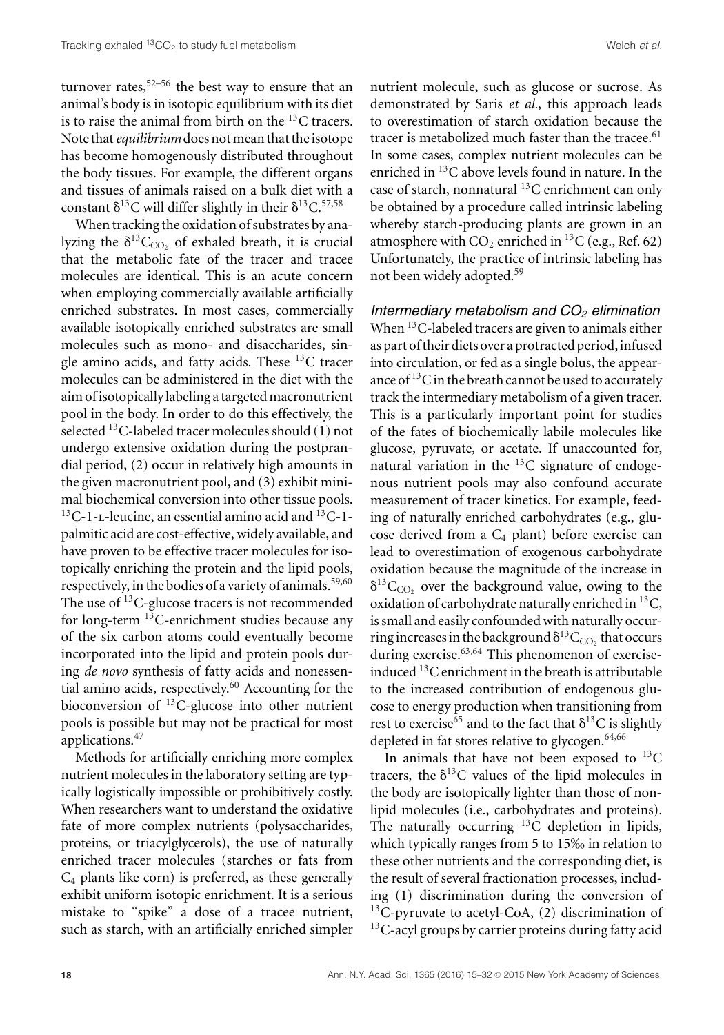turnover rates,[52–56] the best way to ensure that an animal's body is in isotopic equilibrium with its diet is to raise the animal from birth on the $^{13}C$ tracers. Note that *equilibrium* does not mean that the isotope has become homogenously distributed throughout the body tissues. For example, the different organs and tissues of animals raised on a bulk diet with a constant $\delta^{13}C$ will differ slightly in their $\delta^{13}C$.[57,58]

When tracking the oxidation of substrates by analyzing the $\delta^{13}C_{CO_2}$ of exhaled breath, it is crucial that the metabolic fate of the tracer and tracee molecules are identical. This is an acute concern when employing commercially available artificially enriched substrates. In most cases, commercially available isotopically enriched substrates are small molecules such as mono- and disaccharides, single amino acids, and fatty acids. These $^{13}C$ tracer molecules can be administered in the diet with the aim of isotopically labeling a targeted macronutrient pool in the body. In order to do this effectively, the selected $^{13}C$-labeled tracer molecules should (1) not undergo extensive oxidation during the postprandial period, (2) occur in relatively high amounts in the given macronutrient pool, and (3) exhibit minimal biochemical conversion into other tissue pools. $^{13}C$-1-L-leucine, an essential amino acid and $^{13}C$-1-palmitic acid are cost-effective, widely available, and have proven to be effective tracer molecules for isotopically enriching the protein and the lipid pools, respectively, in the bodies of a variety of animals.[59,60] The use of $^{13}C$-glucose tracers is not recommended for long-term $^{13}C$-enrichment studies because any of the six carbon atoms could eventually become incorporated into the lipid and protein pools during *de novo* synthesis of fatty acids and nonessential amino acids, respectively.[60] Accounting for the bioconversion of $^{13}C$-glucose into other nutrient pools is possible but may not be practical for most applications.[47]

Methods for artificially enriching more complex nutrient molecules in the laboratory setting are typically logistically impossible or prohibitively costly. When researchers want to understand the oxidative fate of more complex nutrients (polysaccharides, proteins, or triacylglycerols), the use of naturally enriched tracer molecules (starches or fats from $C_4$ plants like corn) is preferred, as these generally exhibit uniform isotopic enrichment. It is a serious mistake to "spike" a dose of a tracee nutrient, such as starch, with an artificially enriched simpler nutrient molecule, such as glucose or sucrose. As demonstrated by Saris *et al.*, this approach leads to overestimation of starch oxidation because the tracer is metabolized much faster than the tracee.[61] In some cases, complex nutrient molecules can be enriched in $^{13}C$ above levels found in nature. In the case of starch, nonnatural $^{13}C$ enrichment can only be obtained by a procedure called intrinsic labeling whereby starch-producing plants are grown in an atmosphere with $CO_2$ enriched in $^{13}C$ (e.g., Ref. 62) Unfortunately, the practice of intrinsic labeling has not been widely adopted.[59]

### *Intermediary metabolism and $CO_2$ elimination*

When $^{13}C$-labeled tracers are given to animals either as part of their diets over a protracted period, infused into circulation, or fed as a single bolus, the appearance of $^{13}C$ in the breath cannot be used to accurately track the intermediary metabolism of a given tracer. This is a particularly important point for studies of the fates of biochemically labile molecules like glucose, pyruvate, or acetate. If unaccounted for, natural variation in the $^{13}C$ signature of endogenous nutrient pools may also confound accurate measurement of tracer kinetics. For example, feeding of naturally enriched carbohydrates (e.g., glucose derived from a $C_4$ plant) before exercise can lead to overestimation of exogenous carbohydrate oxidation because the magnitude of the increase in $\delta^{13}C_{CO_2}$ over the background value, owing to the oxidation of carbohydrate naturally enriched in $^{13}C$, is small and easily confounded with naturally occurring increases in the background $\delta^{13}C_{CO_2}$ that occurs during exercise.[63,64] This phenomenon of exercise-induced $^{13}C$ enrichment in the breath is attributable to the increased contribution of endogenous glucose to energy production when transitioning from rest to exercise[65] and to the fact that $\delta^{13}C$ is slightly depleted in fat stores relative to glycogen.[64,66]

In animals that have not been exposed to $^{13}C$ tracers, the $\delta^{13}C$ values of the lipid molecules in the body are isotopically lighter than those of nonlipid molecules (i.e., carbohydrates and proteins). The naturally occurring $^{13}C$ depletion in lipids, which typically ranges from 5 to 15‰ in relation to these other nutrients and the corresponding diet, is the result of several fractionation processes, including (1) discrimination during the conversion of $^{13}C$-pyruvate to acetyl-CoA, (2) discrimination of $^{13}C$-acyl groups by carrier proteins during fatty acid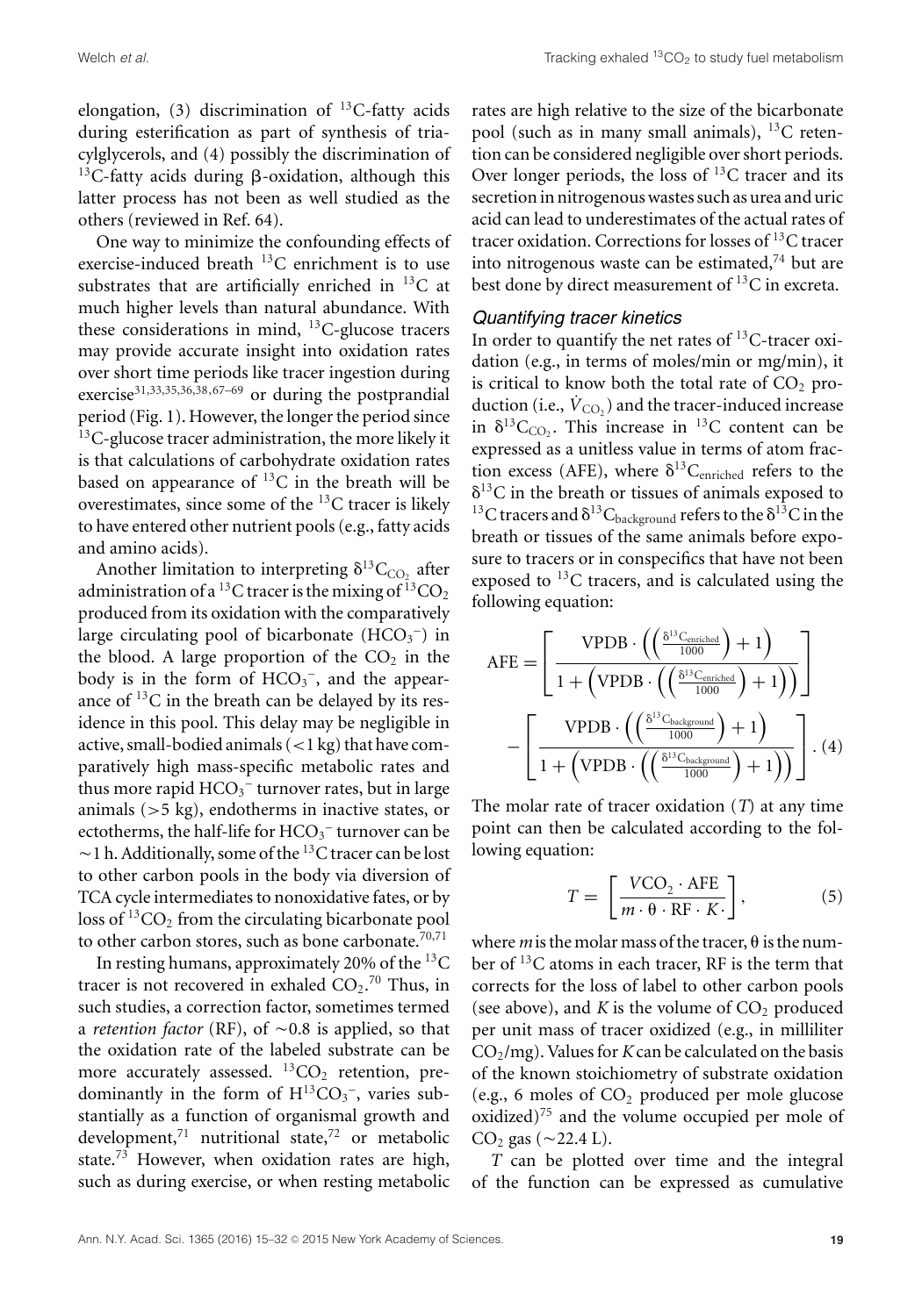elongation, (3) discrimination of $^{13}C$-fatty acids during esterification as part of synthesis of triacylglycerols, and (4) possibly the discrimination of $^{13}C$-fatty acids during β-oxidation, although this latter process has not been as well studied as the others (reviewed in Ref. 64).

One way to minimize the confounding effects of exercise-induced breath $^{13}C$ enrichment is to use substrates that are artificially enriched in $^{13}C$ at much higher levels than natural abundance. With these considerations in mind, $^{13}C$-glucose tracers may provide accurate insight into oxidation rates over short time periods like tracer ingestion during exercise[31,33,35,36,38,67–69] or during the postprandial period (Fig. 1). However, the longer the period since $^{13}C$-glucose tracer administration, the more likely it is that calculations of carbohydrate oxidation rates based on appearance of $^{13}C$ in the breath will be overestimates, since some of the $^{13}C$ tracer is likely to have entered other nutrient pools (e.g., fatty acids and amino acids).

Another limitation to interpreting $\delta^{13}C_{CO_2}$ after administration of a $^{13}C$ tracer is the mixing of $^{13}CO_2$ produced from its oxidation with the comparatively large circulating pool of bicarbonate ($HCO_3^-$) in the blood. A large proportion of the $CO_2$ in the body is in the form of $HCO_3^-$, and the appearance of $^{13}C$ in the breath can be delayed by its residence in this pool. This delay may be negligible in active, small-bodied animals (<1 kg) that have comparatively high mass-specific metabolic rates and thus more rapid $HCO_3^-$ turnover rates, but in large animals (>5 kg), endotherms in inactive states, or ectotherms, the half-life for $HCO_3^-$ turnover can be ∼1 h. Additionally, some of the $^{13}C$ tracer can be lost to other carbon pools in the body via diversion of TCA cycle intermediates to nonoxidative fates, or by loss of $^{13}CO_2$ from the circulating bicarbonate pool to other carbon stores, such as bone carbonate.[70,71]

In resting humans, approximately 20% of the $^{13}C$ tracer is not recovered in exhaled $CO_2$.[70] Thus, in such studies, a correction factor, sometimes termed a *retention factor* (RF), of ∼0.8 is applied, so that the oxidation rate of the labeled substrate can be more accurately assessed. $^{13}CO_2$ retention, predominantly in the form of $H^{13}CO_3^-$, varies substantially as a function of organismal growth and development,[71] nutritional state,[72] or metabolic state.[73] However, when oxidation rates are high, such as during exercise, or when resting metabolic rates are high relative to the size of the bicarbonate pool (such as in many small animals), $^{13}C$ retention can be considered negligible over short periods. Over longer periods, the loss of $^{13}C$ tracer and its secretion in nitrogenous wastes such as urea and uric acid can lead to underestimates of the actual rates of tracer oxidation. Corrections for losses of $^{13}C$ tracer into nitrogenous waste can be estimated,[74] but are best done by direct measurement of $^{13}C$ in excreta.

### Quantifying tracer kinetics

In order to quantify the net rates of $^{13}C$-tracer oxidation (e.g., in terms of moles/min or mg/min), it is critical to know both the total rate of $CO_2$ production (i.e., $\dot{V}_{CO_2}$) and the tracer-induced increase in $\delta^{13}C_{CO_2}$. This increase in $^{13}C$ content can be expressed as a unitless value in terms of atom fraction excess (AFE), where $\delta^{13}C_{enriched}$ refers to the $\delta^{13}C$ in the breath or tissues of animals exposed to $^{13}C$ tracers and $\delta^{13}C_{background}$ refers to the $\delta^{13}C$ in the breath or tissues of the same animals before exposure to tracers or in conspecifics that have not been exposed to $^{13}C$ tracers, and is calculated using the following equation:

$$\mathrm{AFE} = \left[\frac{\mathrm{VPDB}\cdot\left(\left(\frac{\delta^{13}C_{enriched}}{1000}\right)+1\right)}{1+\left(\mathrm{VPDB}\cdot\left(\left(\frac{\delta^{13}C_{enriched}}{1000}\right)+1\right)\right)}\right] - \left[\frac{\mathrm{VPDB}\cdot\left(\left(\frac{\delta^{13}C_{background}}{1000}\right)+1\right)}{1+\left(\mathrm{VPDB}\cdot\left(\left(\frac{\delta^{13}C_{background}}{1000}\right)+1\right)\right)}\right]. \quad (4)$$

The molar rate of tracer oxidation ($T$) at any time point can then be calculated according to the following equation:

$$T = \left[\frac{VCO_2\cdot \mathrm{AFE}}{m\cdot\theta\cdot \mathrm{RF}\cdot K\cdot}\right], \quad (5)$$

where $m$ is the molar mass of the tracer, θ is the number of $^{13}C$ atoms in each tracer, RF is the term that corrects for the loss of label to other carbon pools (see above), and $K$ is the volume of $CO_2$ produced per unit mass of tracer oxidized (e.g., in milliliter $CO_2$/mg). Values for $K$ can be calculated on the basis of the known stoichiometry of substrate oxidation (e.g., 6 moles of $CO_2$ produced per mole glucose oxidized)[75] and the volume occupied per mole of $CO_2$ gas (∼22.4 L).

$T$ can be plotted over time and the integral of the function can be expressed as cumulative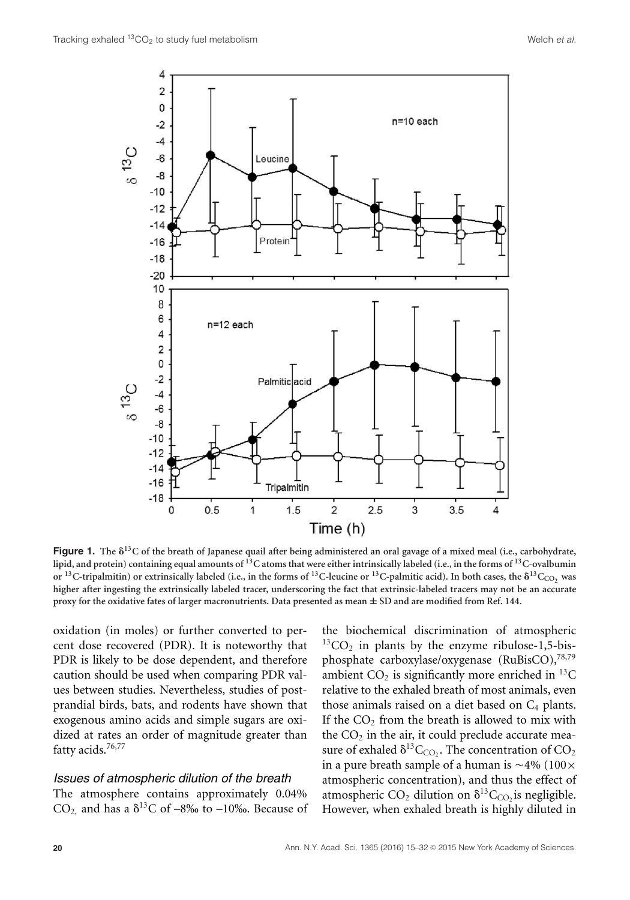**Figure 1.** The $\delta^{13}C$ of the breath of Japanese quail after being administered an oral gavage of a mixed meal (i.e., carbohydrate, lipid, and protein) containing equal amounts of $^{13}C$ atoms that were either intrinsically labeled (i.e., in the forms of $^{13}C$-ovalbumin or $^{13}C$-tripalmitin) or extrinsically labeled (i.e., in the forms of $^{13}C$-leucine or $^{13}C$-palmitic acid). In both cases, the $\delta^{13}C_{CO_2}$ was higher after ingesting the extrinsically labeled tracer, underscoring the fact that extrinsic-labeled tracers may not be an accurate proxy for the oxidative fates of larger macronutrients. Data presented as mean ± SD and are modified from Ref. 144.

oxidation (in moles) or further converted to percent dose recovered (PDR). It is noteworthy that PDR is likely to be dose dependent, and therefore caution should be used when comparing PDR values between studies. Nevertheless, studies of postprandial birds, bats, and rodents have shown that exogenous amino acids and simple sugars are oxidized at rates an order of magnitude greater than fatty acids.[76,77]

### *Issues of atmospheric dilution of the breath*

The atmosphere contains approximately 0.04% $CO_2$, and has a $\delta^{13}C$ of –8‰ to –10‰. Because of the biochemical discrimination of atmospheric $^{13}CO_2$ in plants by the enzyme ribulose-1,5-bisphosphate carboxylase/oxygenase (RuBisCO),[78,79] ambient $CO_2$ is significantly more enriched in $^{13}C$ relative to the exhaled breath of most animals, even those animals raised on a diet based on $C_4$ plants. If the $CO_2$ from the breath is allowed to mix with the $CO_2$ in the air, it could preclude accurate measure of exhaled $\delta^{13}C_{CO_2}$. The concentration of $CO_2$ in a pure breath sample of a human is ~4% (100× atmospheric concentration), and thus the effect of atmospheric $CO_2$ dilution on $\delta^{13}C_{CO_2}$ is negligible. However, when exhaled breath is highly diluted in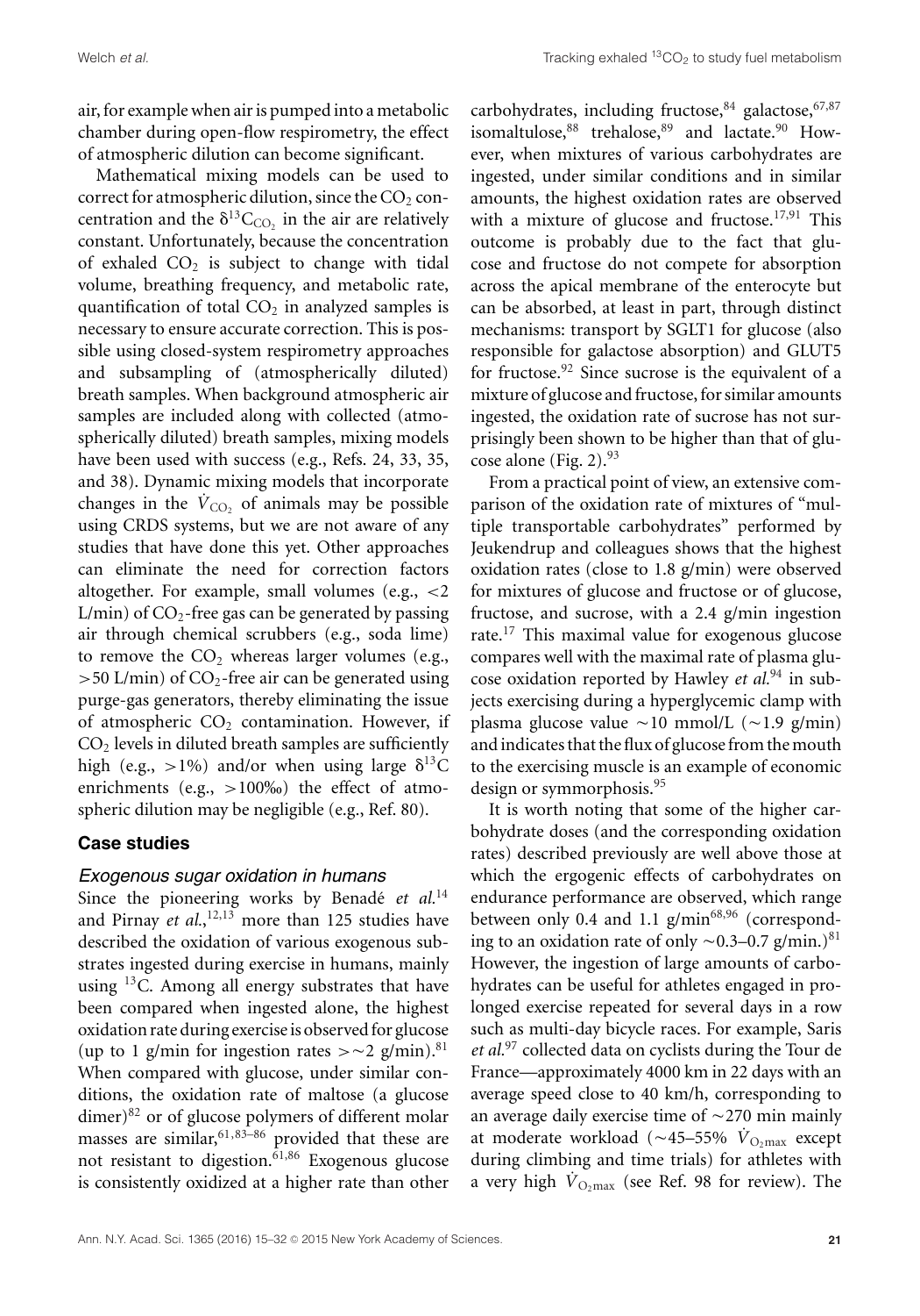air, for example when air is pumped into a metabolic chamber during open-flow respirometry, the effect of atmospheric dilution can become significant.

Mathematical mixing models can be used to correct for atmospheric dilution, since the $CO_2$ concentration and the $\delta^{13}C_{CO_2}$ in the air are relatively constant. Unfortunately, because the concentration of exhaled $CO_2$ is subject to change with tidal volume, breathing frequency, and metabolic rate, quantification of total $CO_2$ in analyzed samples is necessary to ensure accurate correction. This is possible using closed-system respirometry approaches and subsampling of (atmospherically diluted) breath samples. When background atmospheric air samples are included along with collected (atmospherically diluted) breath samples, mixing models have been used with success (e.g., Refs. 24, 33, 35, and 38). Dynamic mixing models that incorporate changes in the $\dot{V}_{CO_2}$ of animals may be possible using CRDS systems, but we are not aware of any studies that have done this yet. Other approaches can eliminate the need for correction factors altogether. For example, small volumes (e.g., <2 L/min) of $CO_2$-free gas can be generated by passing air through chemical scrubbers (e.g., soda lime) to remove the $CO_2$ whereas larger volumes (e.g., >50 L/min) of $CO_2$-free air can be generated using purge-gas generators, thereby eliminating the issue of atmospheric $CO_2$ contamination. However, if $CO_2$ levels in diluted breath samples are sufficiently high (e.g., >1%) and/or when using large $\delta^{13}C$ enrichments (e.g., >100‰) the effect of atmospheric dilution may be negligible (e.g., Ref. 80).

## Case studies

### *Exogenous sugar oxidation in humans*

Since the pioneering works by Benadé *et al.*[14] and Pirnay *et al.*,[12,13] more than 125 studies have described the oxidation of various exogenous substrates ingested during exercise in humans, mainly using $^{13}C$. Among all energy substrates that have been compared when ingested alone, the highest oxidation rate during exercise is observed for glucose (up to 1 g/min for ingestion rates >∼2 g/min).[81] When compared with glucose, under similar conditions, the oxidation rate of maltose (a glucose dimer)[82] or of glucose polymers of different molar masses are similar,[61,83–86] provided that these are not resistant to digestion.[61,86] Exogenous glucose is consistently oxidized at a higher rate than other carbohydrates, including fructose,[84] galactose,[67,87] isomaltulose,[88] trehalose,[89] and lactate.[90] However, when mixtures of various carbohydrates are ingested, under similar conditions and in similar amounts, the highest oxidation rates are observed with a mixture of glucose and fructose.[17,91] This outcome is probably due to the fact that glucose and fructose do not compete for absorption across the apical membrane of the enterocyte but can be absorbed, at least in part, through distinct mechanisms: transport by SGLT1 for glucose (also responsible for galactose absorption) and GLUT5 for fructose.[92] Since sucrose is the equivalent of a mixture of glucose and fructose, for similar amounts ingested, the oxidation rate of sucrose has not surprisingly been shown to be higher than that of glucose alone (Fig. 2).[93]

From a practical point of view, an extensive comparison of the oxidation rate of mixtures of "multiple transportable carbohydrates" performed by Jeukendrup and colleagues shows that the highest oxidation rates (close to 1.8 g/min) were observed for mixtures of glucose and fructose or of glucose, fructose, and sucrose, with a 2.4 g/min ingestion rate.[17] This maximal value for exogenous glucose compares well with the maximal rate of plasma glucose oxidation reported by Hawley *et al.*[94] in subjects exercising during a hyperglycemic clamp with plasma glucose value ∼10 mmol/L (∼1.9 g/min) and indicates that the flux of glucose from the mouth to the exercising muscle is an example of economic design or symmorphosis.[95]

It is worth noting that some of the higher carbohydrate doses (and the corresponding oxidation rates) described previously are well above those at which the ergogenic effects of carbohydrates on endurance performance are observed, which range between only 0.4 and 1.1 g/min[68,96] (corresponding to an oxidation rate of only ∼0.3–0.7 g/min.)[81] However, the ingestion of large amounts of carbohydrates can be useful for athletes engaged in prolonged exercise repeated for several days in a row such as multi-day bicycle races. For example, Saris *et al.*[97] collected data on cyclists during the Tour de France—approximately 4000 km in 22 days with an average speed close to 40 km/h, corresponding to an average daily exercise time of ∼270 min mainly at moderate workload (∼45–55% $\dot{V}_{O_2max}$ except during climbing and time trials) for athletes with a very high $\dot{V}_{O_2max}$ (see Ref. 98 for review). The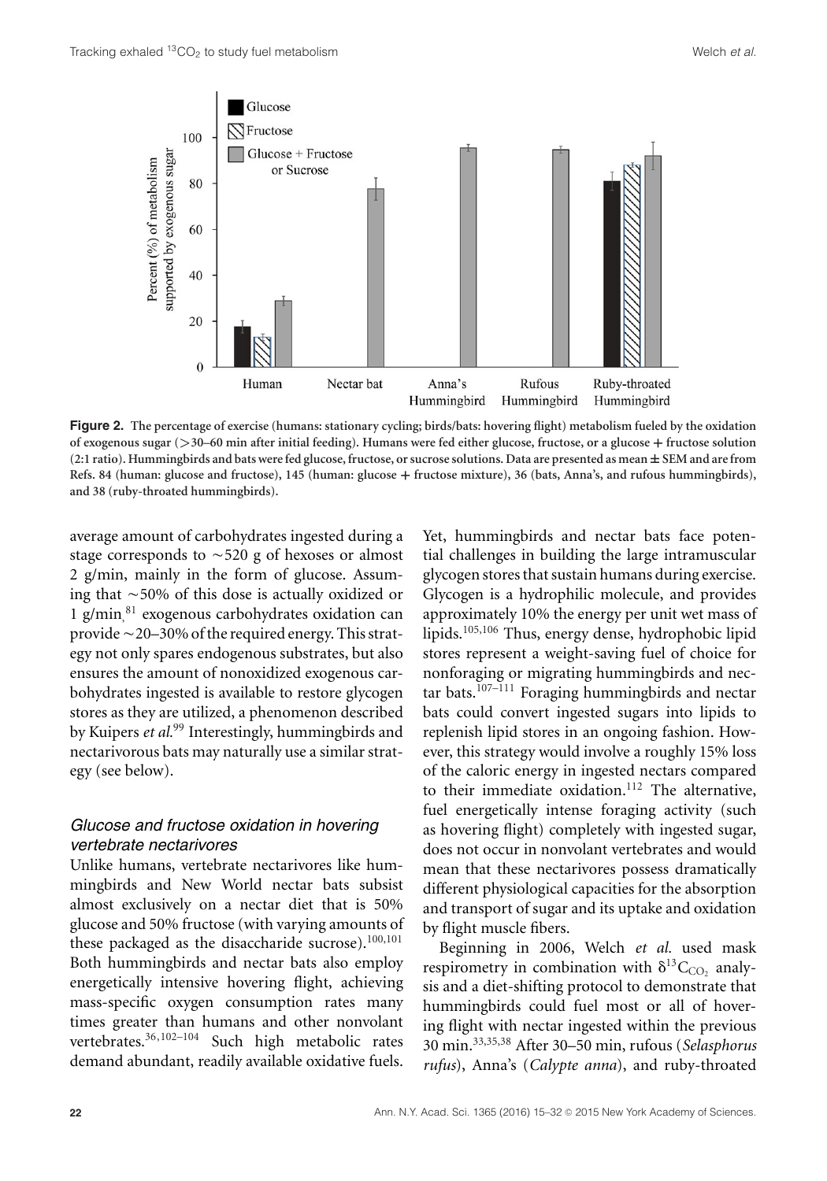**Figure 2.** The percentage of exercise (humans: stationary cycling; birds/bats: hovering flight) metabolism fueled by the oxidation of exogenous sugar (>30–60 min after initial feeding). Humans were fed either glucose, fructose, or a glucose + fructose solution (2:1 ratio). Hummingbirds and bats were fed glucose, fructose, or sucrose solutions. Data are presented as mean ± SEM and are from Refs. 84 (human: glucose and fructose), 145 (human: glucose + fructose mixture), 36 (bats, Anna's, and rufous hummingbirds), and 38 (ruby-throated hummingbirds).

average amount of carbohydrates ingested during a stage corresponds to ~520 g of hexoses or almost 2 g/min, mainly in the form of glucose. Assuming that ~50% of this dose is actually oxidized or 1 g/min,[81] exogenous carbohydrates oxidation can provide ~20–30% of the required energy. This strategy not only spares endogenous substrates, but also ensures the amount of nonoxidized exogenous carbohydrates ingested is available to restore glycogen stores as they are utilized, a phenomenon described by Kuipers *et al.*[99] Interestingly, hummingbirds and nectarivorous bats may naturally use a similar strategy (see below).

### *Glucose and fructose oxidation in hovering vertebrate nectarivores*

Unlike humans, vertebrate nectarivores like hummingbirds and New World nectar bats subsist almost exclusively on a nectar diet that is 50% glucose and 50% fructose (with varying amounts of these packaged as the disaccharide sucrose).[100,101] Both hummingbirds and nectar bats also employ energetically intensive hovering flight, achieving mass-specific oxygen consumption rates many times greater than humans and other nonvolant vertebrates.[36,102–104] Such high metabolic rates demand abundant, readily available oxidative fuels. Yet, hummingbirds and nectar bats face potential challenges in building the large intramuscular glycogen stores that sustain humans during exercise. Glycogen is a hydrophilic molecule, and provides approximately 10% the energy per unit wet mass of lipids.[105,106] Thus, energy dense, hydrophobic lipid stores represent a weight-saving fuel of choice for nonforaging or migrating hummingbirds and nectar bats.[107–111] Foraging hummingbirds and nectar bats could convert ingested sugars into lipids to replenish lipid stores in an ongoing fashion. However, this strategy would involve a roughly 15% loss of the caloric energy in ingested nectars compared to their immediate oxidation.[112] The alternative, fuel energetically intense foraging activity (such as hovering flight) completely with ingested sugar, does not occur in nonvolant vertebrates and would mean that these nectarivores possess dramatically different physiological capacities for the absorption and transport of sugar and its uptake and oxidation by flight muscle fibers.

Beginning in 2006, Welch *et al.* used mask respirometry in combination with $\delta^{13}C_{CO_2}$ analysis and a diet-shifting protocol to demonstrate that hummingbirds could fuel most or all of hovering flight with nectar ingested within the previous 30 min.[33,35,38] After 30–50 min, rufous (*Selasphorus rufus*), Anna's (*Calypte anna*), and ruby-throated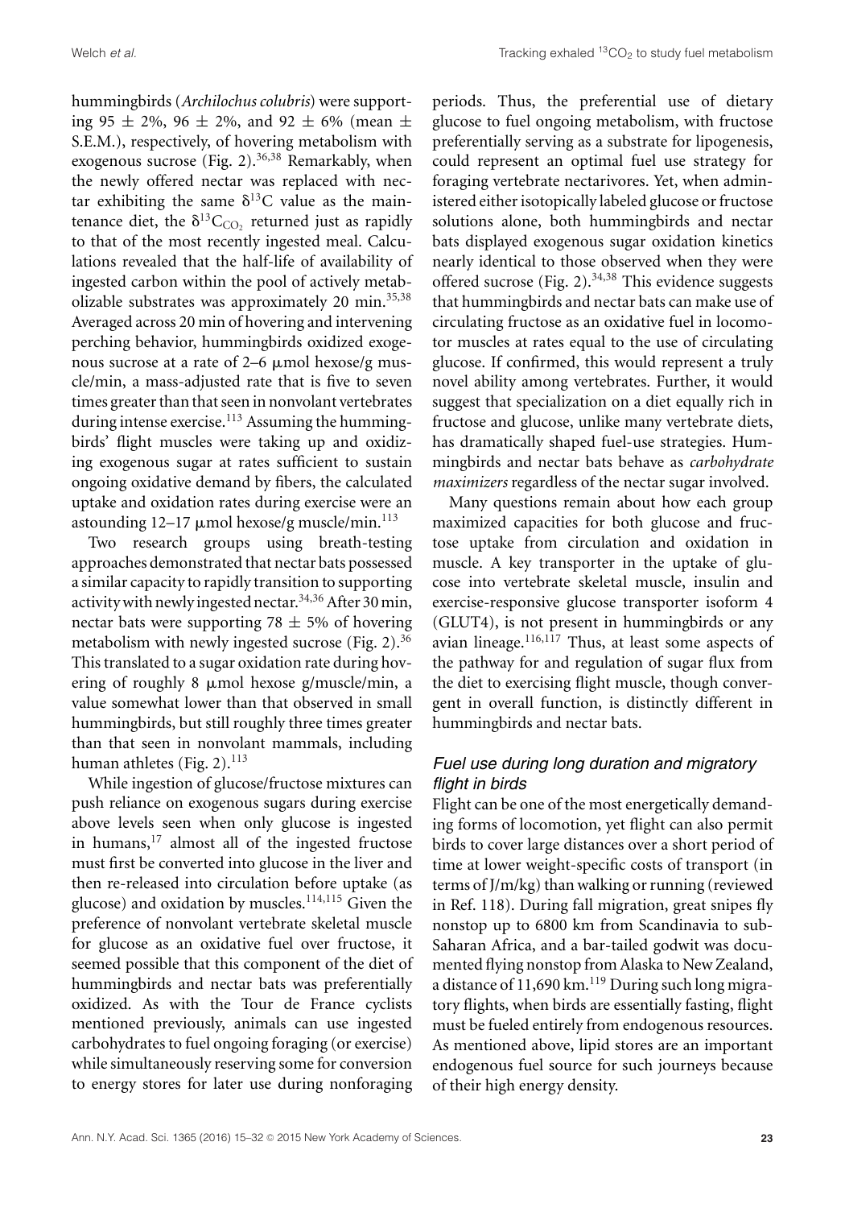hummingbirds (*Archilochus colubris*) were supporting 95 ± 2%, 96 ± 2%, and 92 ± 6% (mean ± S.E.M.), respectively, of hovering metabolism with exogenous sucrose (Fig. 2).[36,38] Remarkably, when the newly offered nectar was replaced with nectar exhibiting the same $\delta^{13}C$ value as the maintenance diet, the $\delta^{13}C_{CO_2}$ returned just as rapidly to that of the most recently ingested meal. Calculations revealed that the half-life of availability of ingested carbon within the pool of actively metabolizable substrates was approximately 20 min.[35,38] Averaged across 20 min of hovering and intervening perching behavior, hummingbirds oxidized exogenous sucrose at a rate of 2–6 μmol hexose/g muscle/min, a mass-adjusted rate that is five to seven times greater than that seen in nonvolant vertebrates during intense exercise.[113] Assuming the hummingbirds' flight muscles were taking up and oxidizing exogenous sugar at rates sufficient to sustain ongoing oxidative demand by fibers, the calculated uptake and oxidation rates during exercise were an astounding 12–17 μmol hexose/g muscle/min.[113]

Two research groups using breath-testing approaches demonstrated that nectar bats possessed a similar capacity to rapidly transition to supporting activity with newly ingested nectar.[34,36] After 30 min, nectar bats were supporting 78 ± 5% of hovering metabolism with newly ingested sucrose (Fig. 2).[36] This translated to a sugar oxidation rate during hovering of roughly 8 μmol hexose g/muscle/min, a value somewhat lower than that observed in small hummingbirds, but still roughly three times greater than that seen in nonvolant mammals, including human athletes (Fig. 2).[113]

While ingestion of glucose/fructose mixtures can push reliance on exogenous sugars during exercise above levels seen when only glucose is ingested in humans,[17] almost all of the ingested fructose must first be converted into glucose in the liver and then re-released into circulation before uptake (as glucose) and oxidation by muscles.[114,115] Given the preference of nonvolant vertebrate skeletal muscle for glucose as an oxidative fuel over fructose, it seemed possible that this component of the diet of hummingbirds and nectar bats was preferentially oxidized. As with the Tour de France cyclists mentioned previously, animals can use ingested carbohydrates to fuel ongoing foraging (or exercise) while simultaneously reserving some for conversion to energy stores for later use during nonforaging periods. Thus, the preferential use of dietary glucose to fuel ongoing metabolism, with fructose preferentially serving as a substrate for lipogenesis, could represent an optimal fuel use strategy for foraging vertebrate nectarivores. Yet, when administered either isotopically labeled glucose or fructose solutions alone, both hummingbirds and nectar bats displayed exogenous sugar oxidation kinetics nearly identical to those observed when they were offered sucrose (Fig. 2).[34,38] This evidence suggests that hummingbirds and nectar bats can make use of circulating fructose as an oxidative fuel in locomotor muscles at rates equal to the use of circulating glucose. If confirmed, this would represent a truly novel ability among vertebrates. Further, it would suggest that specialization on a diet equally rich in fructose and glucose, unlike many vertebrate diets, has dramatically shaped fuel-use strategies. Hummingbirds and nectar bats behave as *carbohydrate maximizers* regardless of the nectar sugar involved.

Many questions remain about how each group maximized capacities for both glucose and fructose uptake from circulation and oxidation in muscle. A key transporter in the uptake of glucose into vertebrate skeletal muscle, insulin and exercise-responsive glucose transporter isoform 4 (GLUT4), is not present in hummingbirds or any avian lineage.[116,117] Thus, at least some aspects of the pathway for and regulation of sugar flux from the diet to exercising flight muscle, though convergent in overall function, is distinctly different in hummingbirds and nectar bats.

### *Fuel use during long duration and migratory flight in birds*

Flight can be one of the most energetically demanding forms of locomotion, yet flight can also permit birds to cover large distances over a short period of time at lower weight-specific costs of transport (in terms of J/m/kg) than walking or running (reviewed in Ref. 118). During fall migration, great snipes fly nonstop up to 6800 km from Scandinavia to sub-Saharan Africa, and a bar-tailed godwit was documented flying nonstop from Alaska to New Zealand, a distance of 11,690 km.[119] During such long migratory flights, when birds are essentially fasting, flight must be fueled entirely from endogenous resources. As mentioned above, lipid stores are an important endogenous fuel source for such journeys because of their high energy density.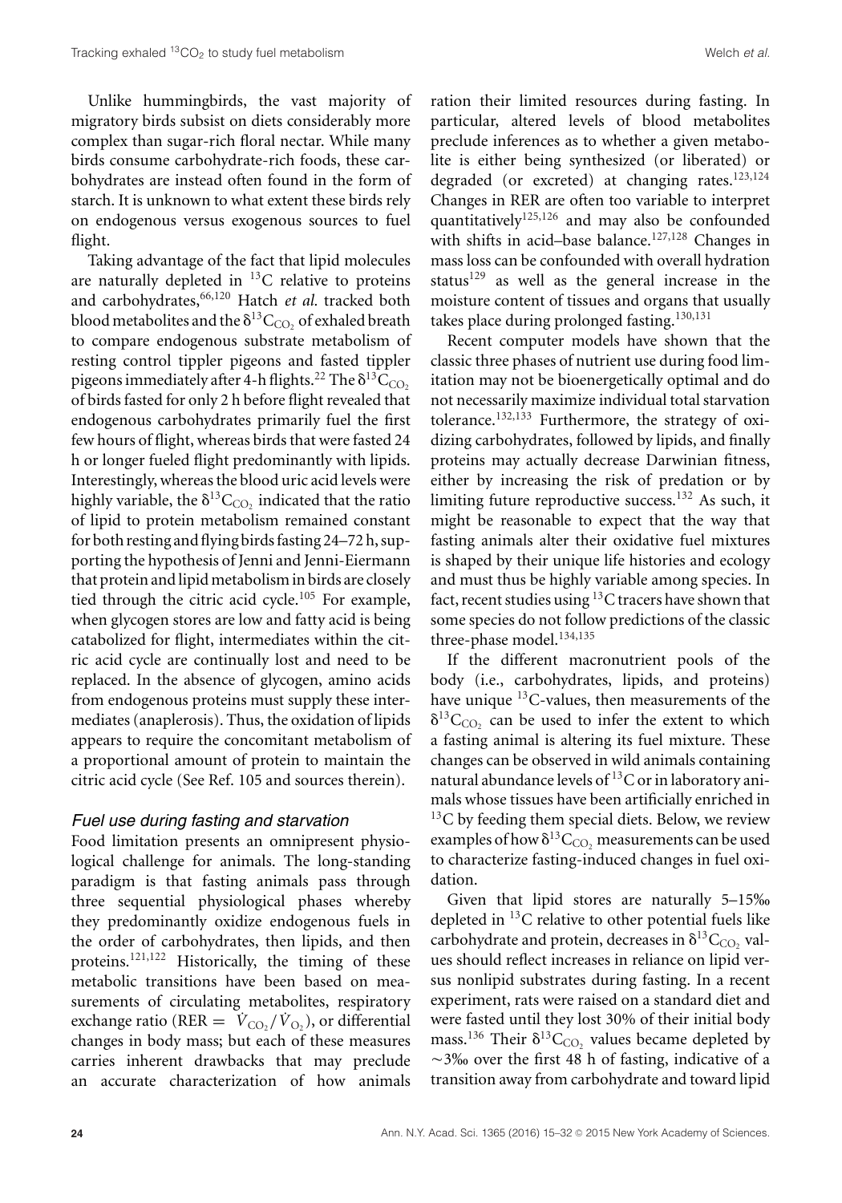Unlike hummingbirds, the vast majority of migratory birds subsist on diets considerably more complex than sugar-rich floral nectar. While many birds consume carbohydrate-rich foods, these carbohydrates are instead often found in the form of starch. It is unknown to what extent these birds rely on endogenous versus exogenous sources to fuel flight.

Taking advantage of the fact that lipid molecules are naturally depleted in $^{13}C$ relative to proteins and carbohydrates,[66,120] Hatch *et al.* tracked both blood metabolites and the $\delta^{13}C_{CO_2}$ of exhaled breath to compare endogenous substrate metabolism of resting control tippler pigeons and fasted tippler pigeons immediately after 4-h flights.[22] The $\delta^{13}C_{CO_2}$ of birds fasted for only 2 h before flight revealed that endogenous carbohydrates primarily fuel the first few hours of flight, whereas birds that were fasted 24 h or longer fueled flight predominantly with lipids. Interestingly, whereas the blood uric acid levels were highly variable, the $\delta^{13}C_{CO_2}$ indicated that the ratio of lipid to protein metabolism remained constant for both resting and flying birds fasting 24–72 h, supporting the hypothesis of Jenni and Jenni-Eiermann that protein and lipid metabolism in birds are closely tied through the citric acid cycle.[105] For example, when glycogen stores are low and fatty acid is being catabolized for flight, intermediates within the citric acid cycle are continually lost and need to be replaced. In the absence of glycogen, amino acids from endogenous proteins must supply these intermediates (anaplerosis). Thus, the oxidation of lipids appears to require the concomitant metabolism of a proportional amount of protein to maintain the citric acid cycle (See Ref. 105 and sources therein).

### *Fuel use during fasting and starvation*

Food limitation presents an omnipresent physiological challenge for animals. The long-standing paradigm is that fasting animals pass through three sequential physiological phases whereby they predominantly oxidize endogenous fuels in the order of carbohydrates, then lipids, and then proteins.[121,122] Historically, the timing of these metabolic transitions have been based on measurements of circulating metabolites, respiratory exchange ratio (RER = $\dot{V}_{CO_2}/\dot{V}_{O_2}$), or differential changes in body mass; but each of these measures carries inherent drawbacks that may preclude an accurate characterization of how animals ration their limited resources during fasting. In particular, altered levels of blood metabolites preclude inferences as to whether a given metabolite is either being synthesized (or liberated) or degraded (or excreted) at changing rates.[123,124] Changes in RER are often too variable to interpret quantitatively[125,126] and may also be confounded with shifts in acid–base balance.[127,128] Changes in mass loss can be confounded with overall hydration status[129] as well as the general increase in the moisture content of tissues and organs that usually takes place during prolonged fasting.[130,131]

Recent computer models have shown that the classic three phases of nutrient use during food limitation may not be bioenergetically optimal and do not necessarily maximize individual total starvation tolerance.[132,133] Furthermore, the strategy of oxidizing carbohydrates, followed by lipids, and finally proteins may actually decrease Darwinian fitness, either by increasing the risk of predation or by limiting future reproductive success.[132] As such, it might be reasonable to expect that the way that fasting animals alter their oxidative fuel mixtures is shaped by their unique life histories and ecology and must thus be highly variable among species. In fact, recent studies using $^{13}C$ tracers have shown that some species do not follow predictions of the classic three-phase model.[134,135]

If the different macronutrient pools of the body (i.e., carbohydrates, lipids, and proteins) have unique $^{13}C$-values, then measurements of the $\delta^{13}C_{CO_2}$ can be used to infer the extent to which a fasting animal is altering its fuel mixture. These changes can be observed in wild animals containing natural abundance levels of $^{13}C$ or in laboratory animals whose tissues have been artificially enriched in $^{13}C$ by feeding them special diets. Below, we review examples of how $\delta^{13}C_{CO_2}$ measurements can be used to characterize fasting-induced changes in fuel oxidation.

Given that lipid stores are naturally 5–15‰ depleted in $^{13}C$ relative to other potential fuels like carbohydrate and protein, decreases in $\delta^{13}C_{CO_2}$ values should reflect increases in reliance on lipid versus nonlipid substrates during fasting. In a recent experiment, rats were raised on a standard diet and were fasted until they lost 30% of their initial body mass.[136] Their $\delta^{13}C_{CO_2}$ values became depleted by ~3‰ over the first 48 h of fasting, indicative of a transition away from carbohydrate and toward lipid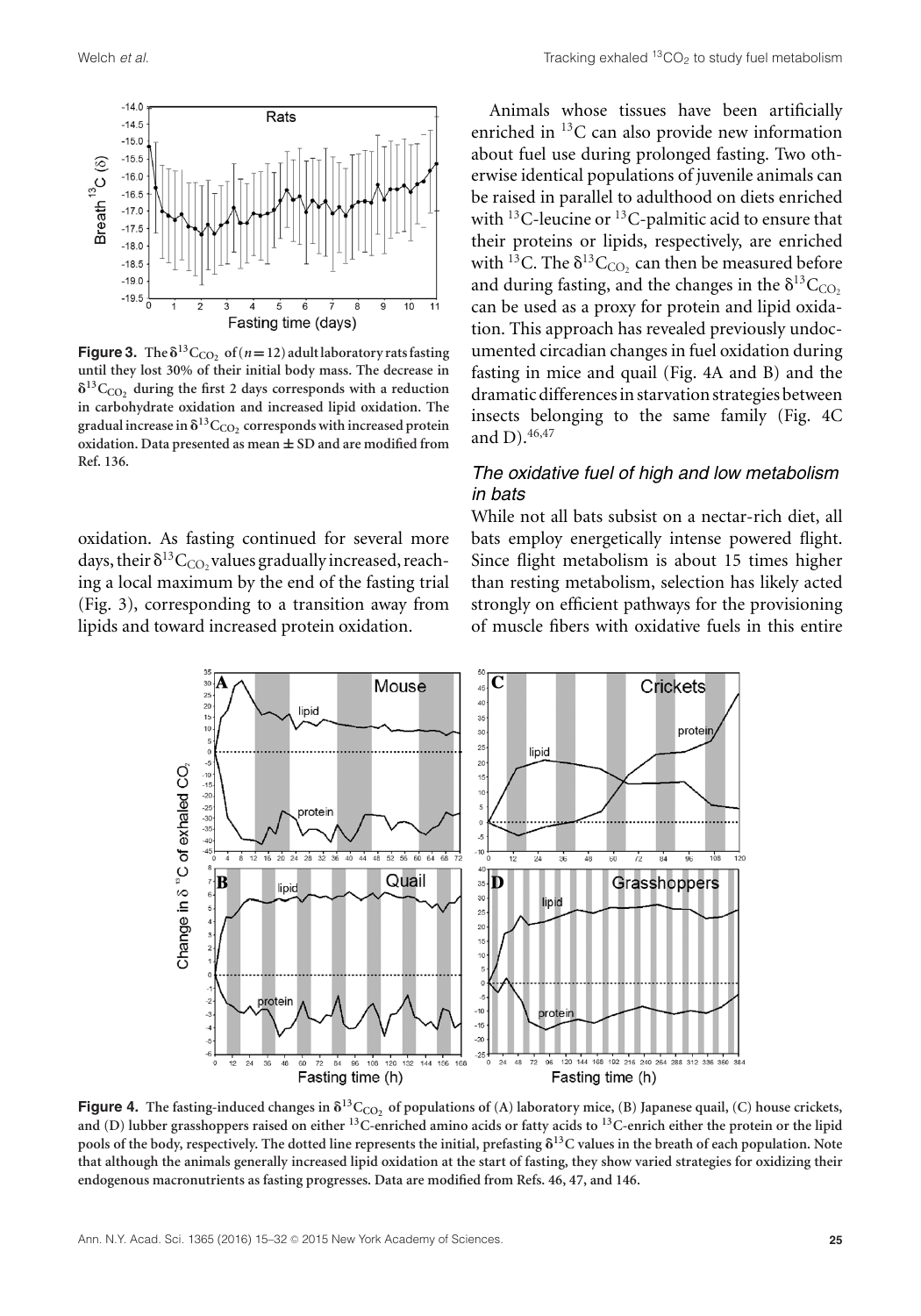**Figure 3.** The $\delta^{13}C_{CO_2}$ of ($n = 12$) adult laboratory rats fasting until they lost 30% of their initial body mass. The decrease in $\delta^{13}C_{CO_2}$ during the first 2 days corresponds with a reduction in carbohydrate oxidation and increased lipid oxidation. The gradual increase in $\delta^{13}C_{CO_2}$ corresponds with increased protein oxidation. Data presented as mean ± SD and are modified from Ref. 136.

oxidation. As fasting continued for several more days, their $\delta^{13}C_{CO_2}$ values gradually increased, reaching a local maximum by the end of the fasting trial (Fig. 3), corresponding to a transition away from lipids and toward increased protein oxidation.

Animals whose tissues have been artificially enriched in $^{13}C$ can also provide new information about fuel use during prolonged fasting. Two otherwise identical populations of juvenile animals can be raised in parallel to adulthood on diets enriched with $^{13}C$-leucine or $^{13}C$-palmitic acid to ensure that their proteins or lipids, respectively, are enriched with $^{13}C$. The $\delta^{13}C_{CO_2}$ can then be measured before and during fasting, and the changes in the $\delta^{13}C_{CO_2}$ can be used as a proxy for protein and lipid oxidation. This approach has revealed previously undocumented circadian changes in fuel oxidation during fasting in mice and quail (Fig. 4A and B) and the dramatic differences in starvation strategies between insects belonging to the same family (Fig. 4C and D).[46,47]

### *The oxidative fuel of high and low metabolism in bats*

While not all bats subsist on a nectar-rich diet, all bats employ energetically intense powered flight. Since flight metabolism is about 15 times higher than resting metabolism, selection has likely acted strongly on efficient pathways for the provisioning of muscle fibers with oxidative fuels in this entire

**Figure 4.** The fasting-induced changes in $\delta^{13}C_{CO_2}$ of populations of (A) laboratory mice, (B) Japanese quail, (C) house crickets, and (D) lubber grasshoppers raised on either $^{13}C$-enriched amino acids or fatty acids to $^{13}C$-enrich either the protein or the lipid pools of the body, respectively. The dotted line represents the initial, prefasting $\delta^{13}C$ values in the breath of each population. Note that although the animals generally increased lipid oxidation at the start of fasting, they show varied strategies for oxidizing their endogenous macronutrients as fasting progresses. Data are modified from Refs. 46, 47, and 146.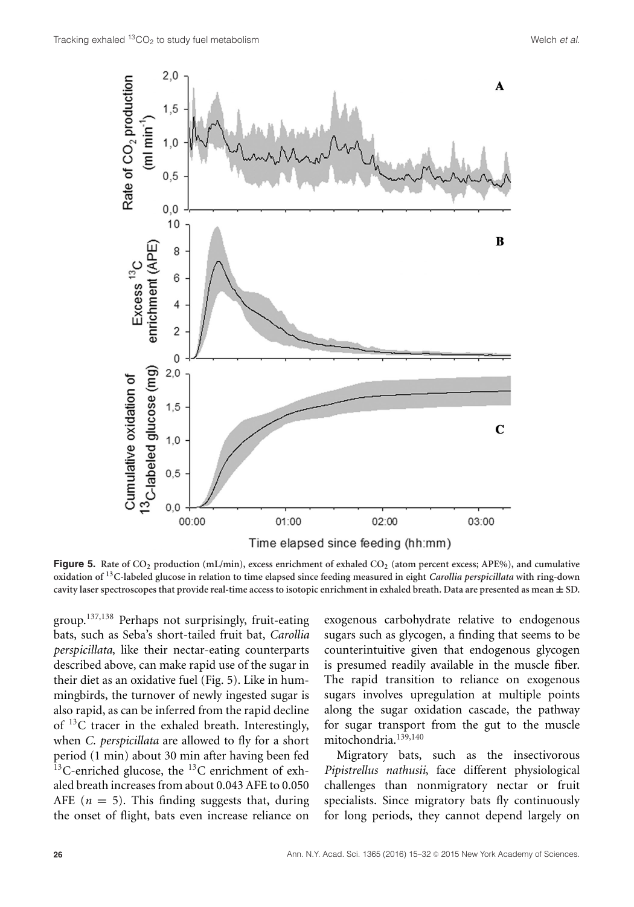**Figure 5.** Rate of $CO_2$ production (mL/min), excess enrichment of exhaled $CO_2$ (atom percent excess; APE%), and cumulative oxidation of $^{13}C$-labeled glucose in relation to time elapsed since feeding measured in eight *Carollia perspicillata* with ring-down cavity laser spectroscopes that provide real-time access to isotopic enrichment in exhaled breath. Data are presented as mean ± SD.

group.[137,138] Perhaps not surprisingly, fruit-eating bats, such as Seba's short-tailed fruit bat, *Carollia perspicillata*, like their nectar-eating counterparts described above, can make rapid use of the sugar in their diet as an oxidative fuel (Fig. 5). Like in hummingbirds, the turnover of newly ingested sugar is also rapid, as can be inferred from the rapid decline of $^{13}C$ tracer in the exhaled breath. Interestingly, when *C. perspicillata* are allowed to fly for a short period (1 min) about 30 min after having been fed $^{13}C$-enriched glucose, the $^{13}C$ enrichment of exhaled breath increases from about 0.043 AFE to 0.050 AFE ($n = 5$). This finding suggests that, during the onset of flight, bats even increase reliance on exogenous carbohydrate relative to endogenous sugars such as glycogen, a finding that seems to be counterintuitive given that endogenous glycogen is presumed readily available in the muscle fiber. The rapid transition to reliance on exogenous sugars involves upregulation at multiple points along the sugar oxidation cascade, the pathway for sugar transport from the gut to the muscle mitochondria.[139,140]

Migratory bats, such as the insectivorous *Pipistrellus nathusii*, face different physiological challenges than nonmigratory nectar or fruit specialists. Since migratory bats fly continuously for long periods, they cannot depend largely on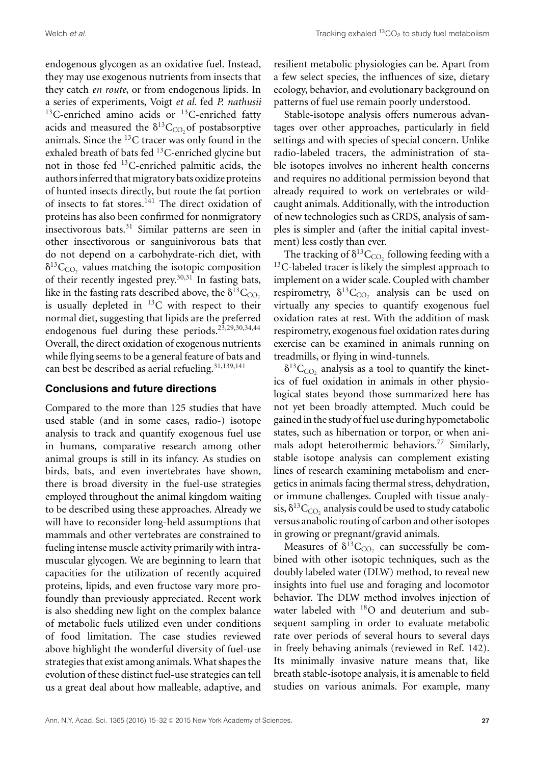endogenous glycogen as an oxidative fuel. Instead, they may use exogenous nutrients from insects that they catch *en route*, or from endogenous lipids. In a series of experiments, Voigt *et al.* fed *P. nathusii* $^{13}C$-enriched amino acids or $^{13}C$-enriched fatty acids and measured the $\delta^{13}C_{CO_2}$ of postabsorptive animals. Since the $^{13}C$ tracer was only found in the exhaled breath of bats fed $^{13}C$-enriched glycine but not in those fed $^{13}C$-enriched palmitic acids, the authors inferred that migratory bats oxidize proteins of hunted insects directly, but route the fat portion of insects to fat stores.[141] The direct oxidation of proteins has also been confirmed for nonmigratory insectivorous bats.[31] Similar patterns are seen in other insectivorous or sanguinivorous bats that do not depend on a carbohydrate-rich diet, with $\delta^{13}C_{CO_2}$ values matching the isotopic composition of their recently ingested prey.[30,31] In fasting bats, like in the fasting rats described above, the $\delta^{13}C_{CO_2}$ is usually depleted in $^{13}C$ with respect to their normal diet, suggesting that lipids are the preferred endogenous fuel during these periods.[23,29,30,34,44] Overall, the direct oxidation of exogenous nutrients while flying seems to be a general feature of bats and can best be described as aerial refueling.[31,139,141]

## Conclusions and future directions

Compared to the more than 125 studies that have used stable (and in some cases, radio-) isotope analysis to track and quantify exogenous fuel use in humans, comparative research among other animal groups is still in its infancy. As studies on birds, bats, and even invertebrates have shown, there is broad diversity in the fuel-use strategies employed throughout the animal kingdom waiting to be described using these approaches. Already we will have to reconsider long-held assumptions that mammals and other vertebrates are constrained to fueling intense muscle activity primarily with intramuscular glycogen. We are beginning to learn that capacities for the utilization of recently acquired proteins, lipids, and even fructose vary more profoundly than previously appreciated. Recent work is also shedding new light on the complex balance of metabolic fuels utilized even under conditions of food limitation. The case studies reviewed above highlight the wonderful diversity of fuel-use strategies that exist among animals. What shapes the evolution of these distinct fuel-use strategies can tell us a great deal about how malleable, adaptive, and resilient metabolic physiologies can be. Apart from a few select species, the influences of size, dietary ecology, behavior, and evolutionary background on patterns of fuel use remain poorly understood.

Stable-isotope analysis offers numerous advantages over other approaches, particularly in field settings and with species of special concern. Unlike radio-labeled tracers, the administration of stable isotopes involves no inherent health concerns and requires no additional permission beyond that already required to work on vertebrates or wild-caught animals. Additionally, with the introduction of new technologies such as CRDS, analysis of samples is simpler and (after the initial capital investment) less costly than ever.

The tracking of $\delta^{13}C_{CO_2}$ following feeding with a $^{13}C$-labeled tracer is likely the simplest approach to implement on a wider scale. Coupled with chamber respirometry, $\delta^{13}C_{CO_2}$ analysis can be used on virtually any species to quantify exogenous fuel oxidation rates at rest. With the addition of mask respirometry, exogenous fuel oxidation rates during exercise can be examined in animals running on treadmills, or flying in wind-tunnels.

$\delta^{13}C_{CO_2}$ analysis as a tool to quantify the kinetics of fuel oxidation in animals in other physiological states beyond those summarized here has not yet been broadly attempted. Much could be gained in the study of fuel use during hypometabolic states, such as hibernation or torpor, or when animals adopt heterothermic behaviors.[77] Similarly, stable isotope analysis can complement existing lines of research examining metabolism and energetics in animals facing thermal stress, dehydration, or immune challenges. Coupled with tissue analysis, $\delta^{13}C_{CO_2}$ analysis could be used to study catabolic versus anabolic routing of carbon and other isotopes in growing or pregnant/gravid animals.

Measures of $\delta^{13}C_{CO_2}$ can successfully be combined with other isotopic techniques, such as the doubly labeled water (DLW) method, to reveal new insights into fuel use and foraging and locomotor behavior. The DLW method involves injection of water labeled with $^{18}O$ and deuterium and subsequent sampling in order to evaluate metabolic rate over periods of several hours to several days in freely behaving animals (reviewed in Ref. 142). Its minimally invasive nature means that, like breath stable-isotope analysis, it is amenable to field studies on various animals. For example, many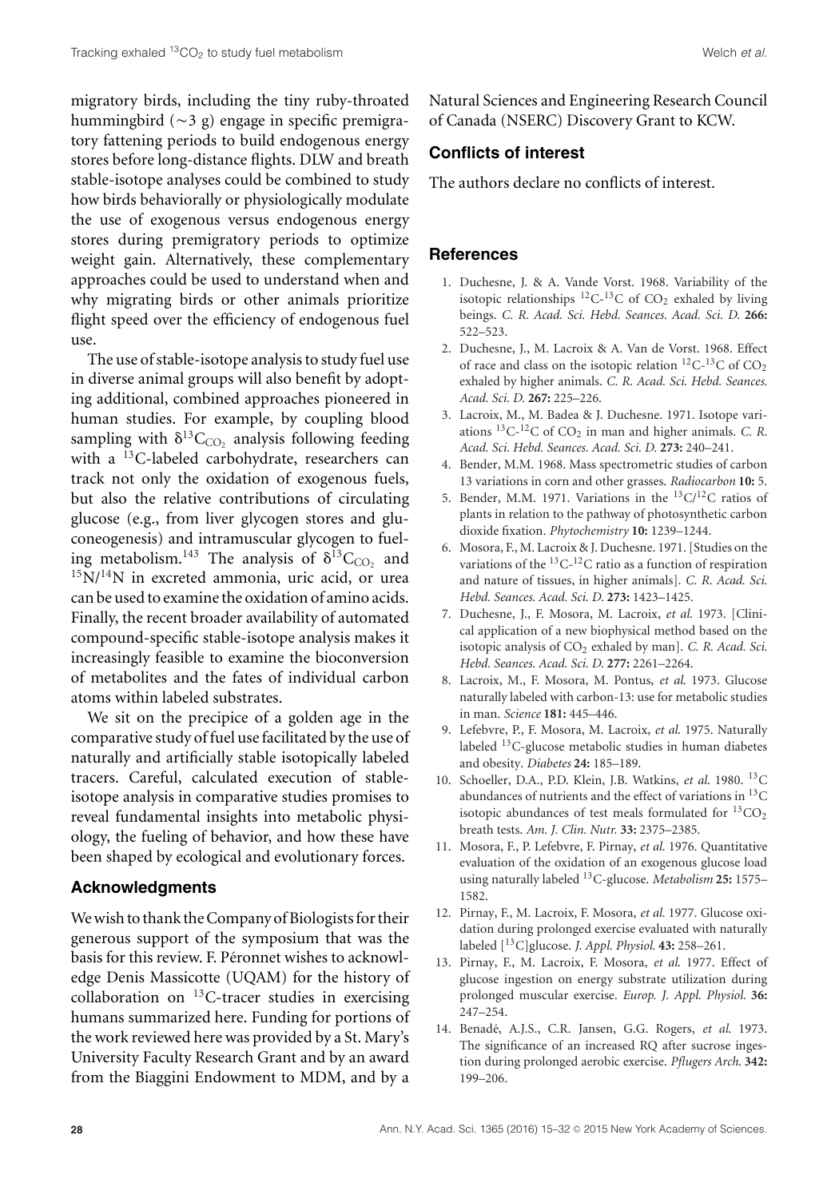migratory birds, including the tiny ruby-throated hummingbird (~3 g) engage in specific premigratory fattening periods to build endogenous energy stores before long-distance flights. DLW and breath stable-isotope analyses could be combined to study how birds behaviorally or physiologically modulate the use of exogenous versus endogenous energy stores during premigratory periods to optimize weight gain. Alternatively, these complementary approaches could be used to understand when and why migrating birds or other animals prioritize flight speed over the efficiency of endogenous fuel use.

The use of stable-isotope analysis to study fuel use in diverse animal groups will also benefit by adopting additional, combined approaches pioneered in human studies. For example, by coupling blood sampling with $\delta^{13}C_{CO_2}$ analysis following feeding with a $^{13}$C-labeled carbohydrate, researchers can track not only the oxidation of exogenous fuels, but also the relative contributions of circulating glucose (e.g., from liver glycogen stores and gluconeogenesis) and intramuscular glycogen to fueling metabolism.[143] The analysis of $\delta^{13}C_{CO_2}$ and $^{15}N/^{14}N$ in excreted ammonia, uric acid, or urea can be used to examine the oxidation of amino acids. Finally, the recent broader availability of automated compound-specific stable-isotope analysis makes it increasingly feasible to examine the bioconversion of metabolites and the fates of individual carbon atoms within labeled substrates.

We sit on the precipice of a golden age in the comparative study of fuel use facilitated by the use of naturally and artificially stable isotopically labeled tracers. Careful, calculated execution of stable-isotope analysis in comparative studies promises to reveal fundamental insights into metabolic physiology, the fueling of behavior, and how these have been shaped by ecological and evolutionary forces.

## Acknowledgments

We wish to thank the Company of Biologists for their generous support of the symposium that was the basis for this review. F. Péronnet wishes to acknowledge Denis Massicotte (UQAM) for the history of collaboration on $^{13}$C-tracer studies in exercising humans summarized here. Funding for portions of the work reviewed here was provided by a St. Mary's University Faculty Research Grant and by an award from the Biaggini Endowment to MDM, and by a Natural Sciences and Engineering Research Council of Canada (NSERC) Discovery Grant to KCW.

## Conflicts of interest

The authors declare no conflicts of interest.

## References

1. Duchesne, J. & A. Vande Vorst. 1968. Variability of the isotopic relationships $^{12}C$-$^{13}C$ of $CO_2$ exhaled by living beings. *C. R. Acad. Sci. Hebd. Seances. Acad. Sci. D.* **266:** 522–523.
2. Duchesne, J., M. Lacroix & A. Van de Vorst. 1968. Effect of race and class on the isotopic relation $^{12}C$-$^{13}C$ of $CO_2$ exhaled by higher animals. *C. R. Acad. Sci. Hebd. Seances. Acad. Sci. D.* **267:** 225–226.
3. Lacroix, M., M. Badea & J. Duchesne. 1971. Isotope variations $^{13}C$-$^{12}C$ of $CO_2$ in man and higher animals. *C. R. Acad. Sci. Hebd. Seances. Acad. Sci. D.* **273:** 240–241.
4. Bender, M.M. 1968. Mass spectrometric studies of carbon 13 variations in corn and other grasses. *Radiocarbon* **10:** 5.
5. Bender, M.M. 1971. Variations in the $^{13}C/^{12}C$ ratios of plants in relation to the pathway of photosynthetic carbon dioxide fixation. *Phytochemistry* **10:** 1239–1244.
6. Mosora, F., M. Lacroix & J. Duchesne. 1971. [Studies on the variations of the $^{13}C$-$^{12}C$ ratio as a function of respiration and nature of tissues, in higher animals]. *C. R. Acad. Sci. Hebd. Seances. Acad. Sci. D.* **273:** 1423–1425.
7. Duchesne, J., F. Mosora, M. Lacroix, *et al.* 1973. [Clinical application of a new biophysical method based on the isotopic analysis of $CO_2$ exhaled by man]. *C. R. Acad. Sci. Hebd. Seances. Acad. Sci. D.* **277:** 2261–2264.
8. Lacroix, M., F. Mosora, M. Pontus, *et al.* 1973. Glucose naturally labeled with carbon-13: use for metabolic studies in man. *Science* **181:** 445–446.
9. Lefebvre, P., F. Mosora, M. Lacroix, *et al.* 1975. Naturally labeled $^{13}$C-glucose metabolic studies in human diabetes and obesity. *Diabetes* **24:** 185–189.
10. Schoeller, D.A., P.D. Klein, J.B. Watkins, *et al.* 1980. $^{13}$C abundances of nutrients and the effect of variations in $^{13}$C isotopic abundances of test meals formulated for $^{13}CO_2$ breath tests. *Am. J. Clin. Nutr.* **33:** 2375–2385.
11. Mosora, F., P. Lefebvre, F. Pirnay, *et al.* 1976. Quantitative evaluation of the oxidation of an exogenous glucose load using naturally labeled $^{13}$C-glucose. *Metabolism* **25:** 1575–1582.
12. Pirnay, F., M. Lacroix, F. Mosora, *et al.* 1977. Glucose oxidation during prolonged exercise evaluated with naturally labeled [$^{13}$C]glucose. *J. Appl. Physiol.* **43:** 258–261.
13. Pirnay, F., M. Lacroix, F. Mosora, *et al.* 1977. Effect of glucose ingestion on energy substrate utilization during prolonged muscular exercise. *Europ. J. Appl. Physiol.* **36:** 247–254.
14. Benadé, A.J.S., C.R. Jansen, G.G. Rogers, *et al.* 1973. The significance of an increased RQ after sucrose ingestion during prolonged aerobic exercise. *Pflugers Arch.* **342:** 199–206.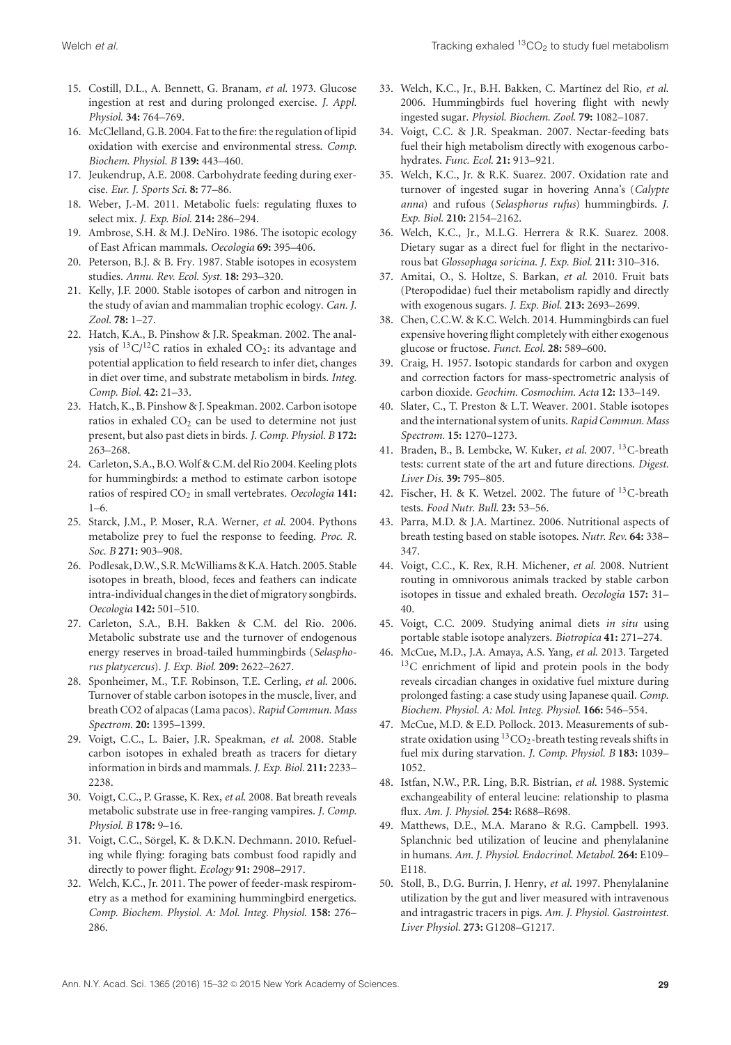15. Costill, D.L., A. Bennett, G. Branam, *et al.* 1973. Glucose ingestion at rest and during prolonged exercise. *J. Appl. Physiol.* **34:** 764–769.
16. McClelland, G.B. 2004. Fat to the fire: the regulation of lipid oxidation with exercise and environmental stress. *Comp. Biochem. Physiol. B* **139:** 443–460.
17. Jeukendrup, A.E. 2008. Carbohydrate feeding during exercise. *Eur. J. Sports Sci.* **8:** 77–86.
18. Weber, J.-M. 2011. Metabolic fuels: regulating fluxes to select mix. *J. Exp. Biol.* **214:** 286–294.
19. Ambrose, S.H. & M.J. DeNiro. 1986. The isotopic ecology of East African mammals. *Oecologia* **69:** 395–406.
20. Peterson, B.J. & B. Fry. 1987. Stable isotopes in ecosystem studies. *Annu. Rev. Ecol. Syst.* **18:** 293–320.
21. Kelly, J.F. 2000. Stable isotopes of carbon and nitrogen in the study of avian and mammalian trophic ecology. *Can. J. Zool.* **78:** 1–27.
22. Hatch, K.A., B. Pinshow & J.R. Speakman. 2002. The analysis of $^{13}C/^{12}C$ ratios in exhaled $CO_2$: its advantage and potential application to field research to infer diet, changes in diet over time, and substrate metabolism in birds. *Integ. Comp. Biol.* **42:** 21–33.
23. Hatch, K., B. Pinshow & J. Speakman. 2002. Carbon isotope ratios in exhaled $CO_2$ can be used to determine not just present, but also past diets in birds. *J. Comp. Physiol. B* **172:** 263–268.
24. Carleton, S.A., B.O. Wolf & C.M. del Rio 2004. Keeling plots for hummingbirds: a method to estimate carbon isotope ratios of respired $CO_2$ in small vertebrates. *Oecologia* **141:** 1–6.
25. Starck, J.M., P. Moser, R.A. Werner, *et al.* 2004. Pythons metabolize prey to fuel the response to feeding. *Proc. R. Soc. B* **271:** 903–908.
26. Podlesak, D.W., S.R. McWilliams & K.A. Hatch. 2005. Stable isotopes in breath, blood, feces and feathers can indicate intra-individual changes in the diet of migratory songbirds. *Oecologia* **142:** 501–510.
27. Carleton, S.A., B.H. Bakken & C.M. del Rio. 2006. Metabolic substrate use and the turnover of endogenous energy reserves in broad-tailed hummingbirds (*Selasphorus platycercus*). *J. Exp. Biol.* **209:** 2622–2627.
28. Sponheimer, M., T.F. Robinson, T.E. Cerling, *et al.* 2006. Turnover of stable carbon isotopes in the muscle, liver, and breath CO2 of alpacas (Lama pacos). *Rapid Commun. Mass Spectrom.* **20:** 1395–1399.
29. Voigt, C.C., L. Baier, J.R. Speakman, *et al.* 2008. Stable carbon isotopes in exhaled breath as tracers for dietary information in birds and mammals. *J. Exp. Biol.* **211:** 2233–2238.
30. Voigt, C.C., P. Grasse, K. Rex, *et al.* 2008. Bat breath reveals metabolic substrate use in free-ranging vampires. *J. Comp. Physiol. B* **178:** 9–16.
31. Voigt, C.C., Sörgel, K. & D.K.N. Dechmann. 2010. Refueling while flying: foraging bats combust food rapidly and directly to power flight. *Ecology* **91:** 2908–2917.
32. Welch, K.C., Jr. 2011. The power of feeder-mask respirometry as a method for examining hummingbird energetics. *Comp. Biochem. Physiol. A: Mol. Integ. Physiol.* **158:** 276–286.
33. Welch, K.C., Jr., B.H. Bakken, C. Martínez del Rio, *et al.* 2006. Hummingbirds fuel hovering flight with newly ingested sugar. *Physiol. Biochem. Zool.* **79:** 1082–1087.
34. Voigt, C.C. & J.R. Speakman. 2007. Nectar-feeding bats fuel their high metabolism directly with exogenous carbohydrates. *Func. Ecol.* **21:** 913–921.
35. Welch, K.C., Jr. & R.K. Suarez. 2007. Oxidation rate and turnover of ingested sugar in hovering Anna's (*Calypte anna*) and rufous (*Selasphorus rufus*) hummingbirds. *J. Exp. Biol.* **210:** 2154–2162.
36. Welch, K.C., Jr., M.L.G. Herrera & R.K. Suarez. 2008. Dietary sugar as a direct fuel for flight in the nectarivorous bat *Glossophaga soricina*. *J. Exp. Biol.* **211:** 310–316.
37. Amitai, O., S. Holtze, S. Barkan, *et al.* 2010. Fruit bats (Pteropodidae) fuel their metabolism rapidly and directly with exogenous sugars. *J. Exp. Biol.* **213:** 2693–2699.
38. Chen, C.C.W. & K.C. Welch. 2014. Hummingbirds can fuel expensive hovering flight completely with either exogenous glucose or fructose. *Funct. Ecol.* **28:** 589–600.
39. Craig, H. 1957. Isotopic standards for carbon and oxygen and correction factors for mass-spectrometric analysis of carbon dioxide. *Geochim. Cosmochim. Acta* **12:** 133–149.
40. Slater, C., T. Preston & L.T. Weaver. 2001. Stable isotopes and the international system of units. *Rapid Commun. Mass Spectrom.* **15:** 1270–1273.
41. Braden, B., B. Lembcke, W. Kuker, *et al.* 2007. $^{13}C$-breath tests: current state of the art and future directions. *Digest. Liver Dis.* **39:** 795–805.
42. Fischer, H. & K. Wetzel. 2002. The future of $^{13}C$-breath tests. *Food Nutr. Bull.* **23:** 53–56.
43. Parra, M.D. & J.A. Martinez. 2006. Nutritional aspects of breath testing based on stable isotopes. *Nutr. Rev.* **64:** 338–347.
44. Voigt, C.C., K. Rex, R.H. Michener, *et al.* 2008. Nutrient routing in omnivorous animals tracked by stable carbon isotopes in tissue and exhaled breath. *Oecologia* **157:** 31–40.
45. Voigt, C.C. 2009. Studying animal diets *in situ* using portable stable isotope analyzers. *Biotropica* **41:** 271–274.
46. McCue, M.D., J.A. Amaya, A.S. Yang, *et al.* 2013. Targeted $^{13}C$ enrichment of lipid and protein pools in the body reveals circadian changes in oxidative fuel mixture during prolonged fasting: a case study using Japanese quail. *Comp. Biochem. Physiol. A: Mol. Integ. Physiol.* **166:** 546–554.
47. McCue, M.D. & E.D. Pollock. 2013. Measurements of substrate oxidation using $^{13}CO_2$-breath testing reveals shifts in fuel mix during starvation. *J. Comp. Physiol. B* **183:** 1039–1052.
48. Istfan, N.W., P.R. Ling, B.R. Bistrian, *et al.* 1988. Systemic exchangeability of enteral leucine: relationship to plasma flux. *Am. J. Physiol.* **254:** R688–R698.
49. Matthews, D.E., M.A. Marano & R.G. Campbell. 1993. Splanchnic bed utilization of leucine and phenylalanine in humans. *Am. J. Physiol. Endocrinol. Metabol.* **264:** E109–E118.
50. Stoll, B., D.G. Burrin, J. Henry, *et al.* 1997. Phenylalanine utilization by the gut and liver measured with intravenous and intragastric tracers in pigs. *Am. J. Physiol. Gastrointest. Liver Physiol.* **273:** G1208–G1217.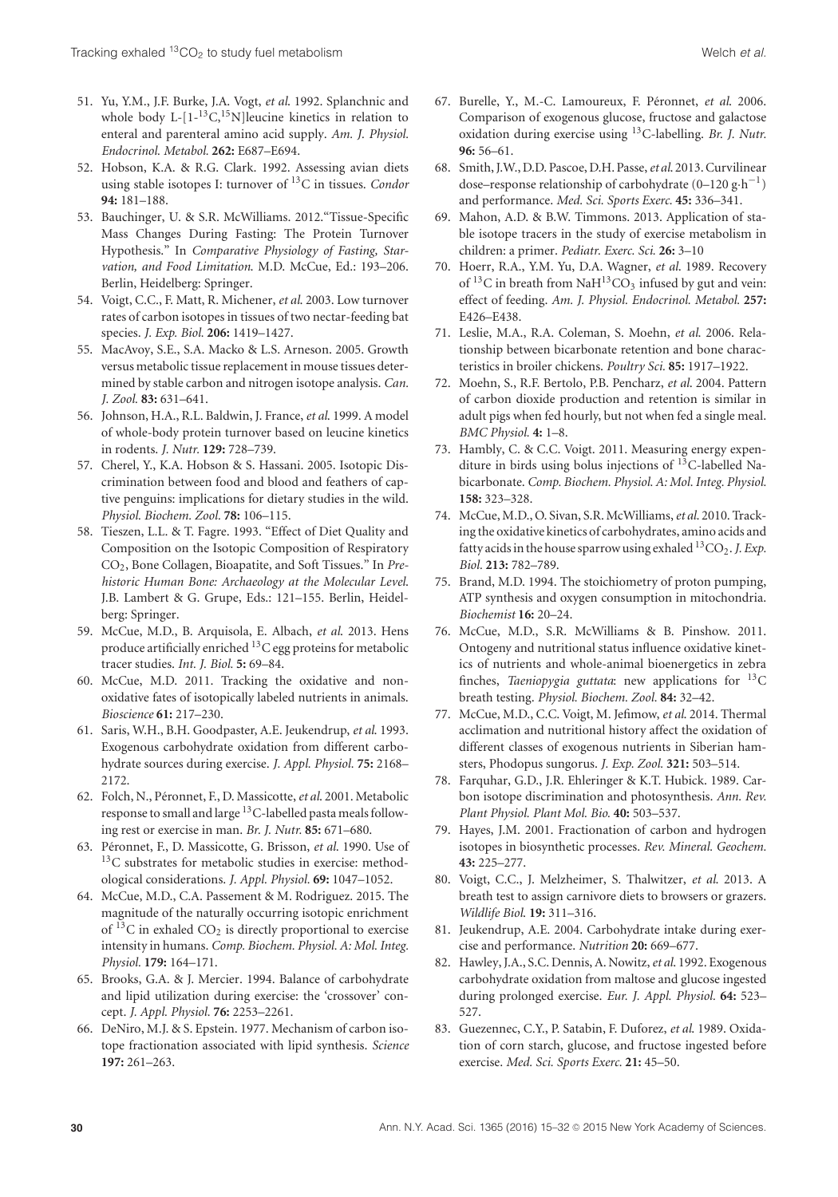51. Yu, Y.M., J.F. Burke, J.A. Vogt, *et al.* 1992. Splanchnic and whole body L-[1-$^{13}$C,$^{15}$N]leucine kinetics in relation to enteral and parenteral amino acid supply. *Am. J. Physiol. Endocrinol. Metabol.* **262:** E687–E694.
52. Hobson, K.A. & R.G. Clark. 1992. Assessing avian diets using stable isotopes I: turnover of $^{13}$C in tissues. *Condor* **94:** 181–188.
53. Bauchinger, U. & S.R. McWilliams. 2012."Tissue-Specific Mass Changes During Fasting: The Protein Turnover Hypothesis." In *Comparative Physiology of Fasting, Starvation, and Food Limitation.* M.D. McCue, Ed.: 193–206. Berlin, Heidelberg: Springer.
54. Voigt, C.C., F. Matt, R. Michener, *et al.* 2003. Low turnover rates of carbon isotopes in tissues of two nectar-feeding bat species. *J. Exp. Biol.* **206:** 1419–1427.
55. MacAvoy, S.E., S.A. Macko & L.S. Arneson. 2005. Growth versus metabolic tissue replacement in mouse tissues determined by stable carbon and nitrogen isotope analysis. *Can. J. Zool.* **83:** 631–641.
56. Johnson, H.A., R.L. Baldwin, J. France, *et al.* 1999. A model of whole-body protein turnover based on leucine kinetics in rodents. *J. Nutr.* **129:** 728–739.
57. Cherel, Y., K.A. Hobson & S. Hassani. 2005. Isotopic Discrimination between food and blood and feathers of captive penguins: implications for dietary studies in the wild. *Physiol. Biochem. Zool.* **78:** 106–115.
58. Tieszen, L.L. & T. Fagre. 1993. "Effect of Diet Quality and Composition on the Isotopic Composition of Respiratory $CO_2$, Bone Collagen, Bioapatite, and Soft Tissues." In *Prehistoric Human Bone: Archaeology at the Molecular Level.* J.B. Lambert & G. Grupe, Eds.: 121–155. Berlin, Heidelberg: Springer.
59. McCue, M.D., B. Arquisola, E. Albach, *et al.* 2013. Hens produce artificially enriched $^{13}$C egg proteins for metabolic tracer studies. *Int. J. Biol.* **5:** 69–84.
60. McCue, M.D. 2011. Tracking the oxidative and nonoxidative fates of isotopically labeled nutrients in animals. *Bioscience* **61:** 217–230.
61. Saris, W.H., B.H. Goodpaster, A.E. Jeukendrup, *et al.* 1993. Exogenous carbohydrate oxidation from different carbohydrate sources during exercise. *J. Appl. Physiol.* **75:** 2168–2172.
62. Folch, N., Péronnet, F., D. Massicotte, *et al.* 2001. Metabolic response to small and large $^{13}$C-labelled pasta meals following rest or exercise in man. *Br. J. Nutr.* **85:** 671–680.
63. Péronnet, F., D. Massicotte, G. Brisson, *et al.* 1990. Use of $^{13}$C substrates for metabolic studies in exercise: methodological considerations. *J. Appl. Physiol.* **69:** 1047–1052.
64. McCue, M.D., C.A. Passement & M. Rodriguez. 2015. The magnitude of the naturally occurring isotopic enrichment of $^{13}$C in exhaled $CO_2$ is directly proportional to exercise intensity in humans. *Comp. Biochem. Physiol. A: Mol. Integ. Physiol.* **179:** 164–171.
65. Brooks, G.A. & J. Mercier. 1994. Balance of carbohydrate and lipid utilization during exercise: the 'crossover' concept. *J. Appl. Physiol.* **76:** 2253–2261.
66. DeNiro, M.J. & S. Epstein. 1977. Mechanism of carbon isotope fractionation associated with lipid synthesis. *Science* **197:** 261–263.
67. Burelle, Y., M.-C. Lamoureux, F. Péronnet, *et al.* 2006. Comparison of exogenous glucose, fructose and galactose oxidation during exercise using $^{13}$C-labelling. *Br. J. Nutr.* **96:** 56–61.
68. Smith, J.W., D.D. Pascoe, D.H. Passe, *et al.* 2013. Curvilinear dose–response relationship of carbohydrate (0–120 g·h$^{-1}$) and performance. *Med. Sci. Sports Exerc.* **45:** 336–341.
69. Mahon, A.D. & B.W. Timmons. 2013. Application of stable isotope tracers in the study of exercise metabolism in children: a primer. *Pediatr. Exerc. Sci.* **26:** 3–10
70. Hoerr, R.A., Y.M. Yu, D.A. Wagner, *et al.* 1989. Recovery of $^{13}$C in breath from $NaH^{13}CO_3$ infused by gut and vein: effect of feeding. *Am. J. Physiol. Endocrinol. Metabol.* **257:** E426–E438.
71. Leslie, M.A., R.A. Coleman, S. Moehn, *et al.* 2006. Relationship between bicarbonate retention and bone characteristics in broiler chickens. *Poultry Sci.* **85:** 1917–1922.
72. Moehn, S., R.F. Bertolo, P.B. Pencharz, *et al.* 2004. Pattern of carbon dioxide production and retention is similar in adult pigs when fed hourly, but not when fed a single meal. *BMC Physiol.* **4:** 1–8.
73. Hambly, C. & C.C. Voigt. 2011. Measuring energy expenditure in birds using bolus injections of $^{13}$C-labelled Na-bicarbonate. *Comp. Biochem. Physiol. A: Mol. Integ. Physiol.* **158:** 323–328.
74. McCue, M.D., O. Sivan, S.R. McWilliams, *et al.* 2010. Tracking the oxidative kinetics of carbohydrates, amino acids and fatty acids in the house sparrow using exhaled $^{13}CO_2$. *J. Exp. Biol.* **213:** 782–789.
75. Brand, M.D. 1994. The stoichiometry of proton pumping, ATP synthesis and oxygen consumption in mitochondria. *Biochemist* **16:** 20–24.
76. McCue, M.D., S.R. McWilliams & B. Pinshow. 2011. Ontogeny and nutritional status influence oxidative kinetics of nutrients and whole-animal bioenergetics in zebra finches, *Taeniopygia guttata*: new applications for $^{13}$C breath testing. *Physiol. Biochem. Zool.* **84:** 32–42.
77. McCue, M.D., C.C. Voigt, M. Jefimow, *et al.* 2014. Thermal acclimation and nutritional history affect the oxidation of different classes of exogenous nutrients in Siberian hamsters, Phodopus sungorus. *J. Exp. Zool.* **321:** 503–514.
78. Farquhar, G.D., J.R. Ehleringer & K.T. Hubick. 1989. Carbon isotope discrimination and photosynthesis. *Ann. Rev. Plant Physiol. Plant Mol. Bio.* **40:** 503–537.
79. Hayes, J.M. 2001. Fractionation of carbon and hydrogen isotopes in biosynthetic processes. *Rev. Mineral. Geochem.* **43:** 225–277.
80. Voigt, C.C., J. Melzheimer, S. Thalwitzer, *et al.* 2013. A breath test to assign carnivore diets to browsers or grazers. *Wildlife Biol.* **19:** 311–316.
81. Jeukendrup, A.E. 2004. Carbohydrate intake during exercise and performance. *Nutrition* **20:** 669–677.
82. Hawley, J.A., S.C. Dennis, A. Nowitz, *et al.* 1992. Exogenous carbohydrate oxidation from maltose and glucose ingested during prolonged exercise. *Eur. J. Appl. Physiol.* **64:** 523–527.
83. Guezennec, C.Y., P. Satabin, F. Duforez, *et al.* 1989. Oxidation of corn starch, glucose, and fructose ingested before exercise. *Med. Sci. Sports Exerc.* **21:** 45–50.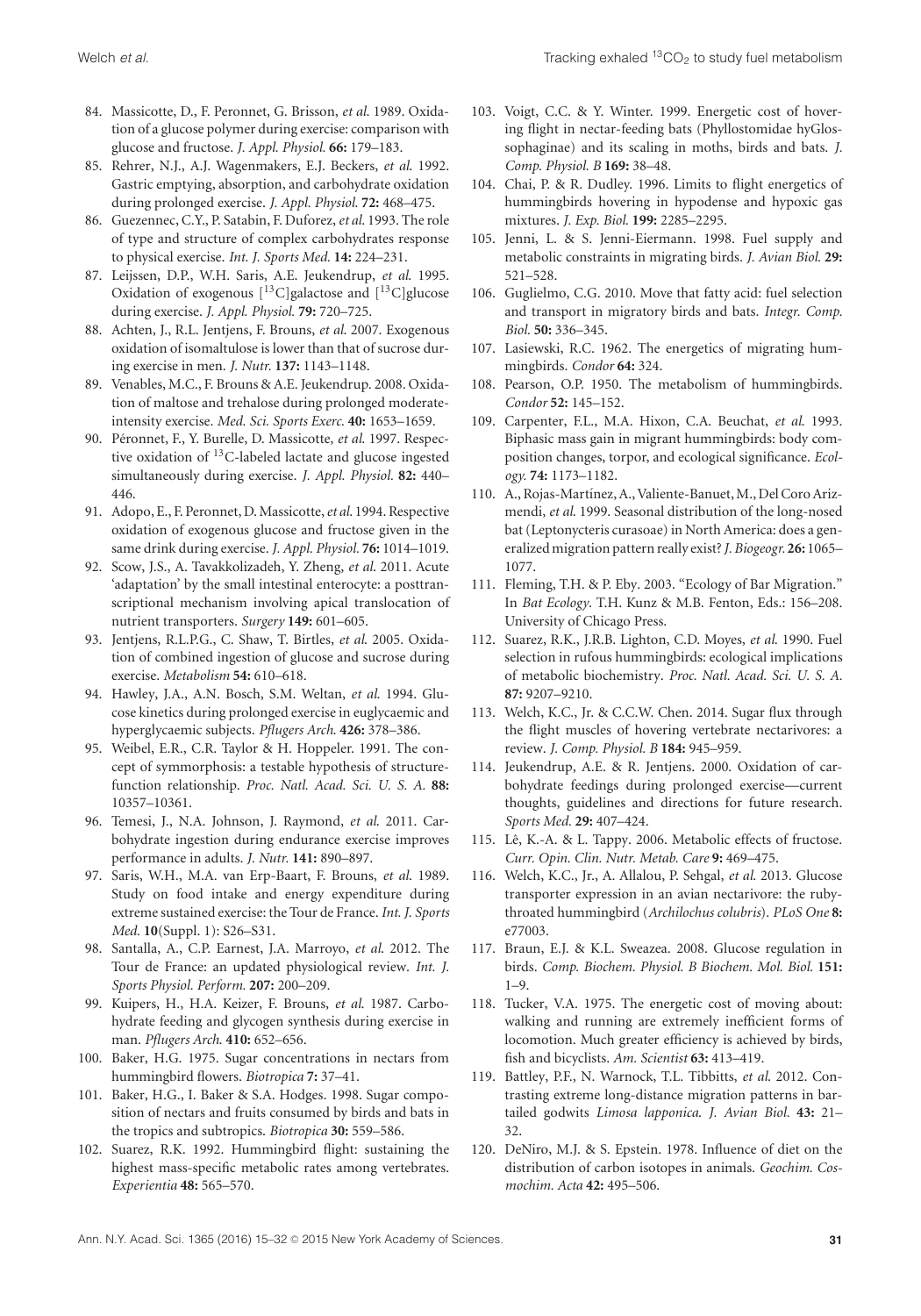84. Massicotte, D., F. Peronnet, G. Brisson, *et al.* 1989. Oxidation of a glucose polymer during exercise: comparison with glucose and fructose. *J. Appl. Physiol.* **66:** 179–183.
85. Rehrer, N.J., A.J. Wagenmakers, E.J. Beckers, *et al.* 1992. Gastric emptying, absorption, and carbohydrate oxidation during prolonged exercise. *J. Appl. Physiol.* **72:** 468–475.
86. Guezennec, C.Y., P. Satabin, F. Duforez, *et al.* 1993. The role of type and structure of complex carbohydrates response to physical exercise. *Int. J. Sports Med.* **14:** 224–231.
87. Leijssen, D.P., W.H. Saris, A.E. Jeukendrup, *et al.* 1995. Oxidation of exogenous [$^{13}$C]galactose and [$^{13}$C]glucose during exercise. *J. Appl. Physiol.* **79:** 720–725.
88. Achten, J., R.L. Jentjens, F. Brouns, *et al.* 2007. Exogenous oxidation of isomaltulose is lower than that of sucrose during exercise in men. *J. Nutr.* **137:** 1143–1148.
89. Venables, M.C., F. Brouns & A.E. Jeukendrup. 2008. Oxidation of maltose and trehalose during prolonged moderate-intensity exercise. *Med. Sci. Sports Exerc.* **40:** 1653–1659.
90. Péronnet, F., Y. Burelle, D. Massicotte, *et al.* 1997. Respective oxidation of $^{13}$C-labeled lactate and glucose ingested simultaneously during exercise. *J. Appl. Physiol.* **82:** 440–446.
91. Adopo, E., F. Peronnet, D. Massicotte, *et al.* 1994. Respective oxidation of exogenous glucose and fructose given in the same drink during exercise. *J. Appl. Physiol.* **76:** 1014–1019.
92. Scow, J.S., A. Tavakkolizadeh, Y. Zheng, *et al.* 2011. Acute 'adaptation' by the small intestinal enterocyte: a posttranscriptional mechanism involving apical translocation of nutrient transporters. *Surgery* **149:** 601–605.
93. Jentjens, R.L.P.G., C. Shaw, T. Birtles, *et al.* 2005. Oxidation of combined ingestion of glucose and sucrose during exercise. *Metabolism* **54:** 610–618.
94. Hawley, J.A., A.N. Bosch, S.M. Weltan, *et al.* 1994. Glucose kinetics during prolonged exercise in euglycaemic and hyperglycaemic subjects. *Pflugers Arch.* **426:** 378–386.
95. Weibel, E.R., C.R. Taylor & H. Hoppeler. 1991. The concept of symmorphosis: a testable hypothesis of structure-function relationship. *Proc. Natl. Acad. Sci. U. S. A.* **88:** 10357–10361.
96. Temesi, J., N.A. Johnson, J. Raymond, *et al.* 2011. Carbohydrate ingestion during endurance exercise improves performance in adults. *J. Nutr.* **141:** 890–897.
97. Saris, W.H., M.A. van Erp-Baart, F. Brouns, *et al.* 1989. Study on food intake and energy expenditure during extreme sustained exercise: the Tour de France. *Int. J. Sports Med.* **10**(Suppl. 1): S26–S31.
98. Santalla, A., C.P. Earnest, J.A. Marroyo, *et al.* 2012. The Tour de France: an updated physiological review. *Int. J. Sports Physiol. Perform.* **207:** 200–209.
99. Kuipers, H., H.A. Keizer, F. Brouns, *et al.* 1987. Carbohydrate feeding and glycogen synthesis during exercise in man. *Pflugers Arch.* **410:** 652–656.
100. Baker, H.G. 1975. Sugar concentrations in nectars from hummingbird flowers. *Biotropica* **7:** 37–41.
101. Baker, H.G., I. Baker & S.A. Hodges. 1998. Sugar composition of nectars and fruits consumed by birds and bats in the tropics and subtropics. *Biotropica* **30:** 559–586.
102. Suarez, R.K. 1992. Hummingbird flight: sustaining the highest mass-specific metabolic rates among vertebrates. *Experientia* **48:** 565–570.
103. Voigt, C.C. & Y. Winter. 1999. Energetic cost of hovering flight in nectar-feeding bats (Phyllostomidae hyGlossophaginae) and its scaling in moths, birds and bats. *J. Comp. Physiol. B* **169:** 38–48.
104. Chai, P. & R. Dudley. 1996. Limits to flight energetics of hummingbirds hovering in hypodense and hypoxic gas mixtures. *J. Exp. Biol.* **199:** 2285–2295.
105. Jenni, L. & S. Jenni-Eiermann. 1998. Fuel supply and metabolic constraints in migrating birds. *J. Avian Biol.* **29:** 521–528.
106. Guglielmo, C.G. 2010. Move that fatty acid: fuel selection and transport in migratory birds and bats. *Integr. Comp. Biol.* **50:** 336–345.
107. Lasiewski, R.C. 1962. The energetics of migrating hummingbirds. *Condor* **64:** 324.
108. Pearson, O.P. 1950. The metabolism of hummingbirds. *Condor* **52:** 145–152.
109. Carpenter, F.L., M.A. Hixon, C.A. Beuchat, *et al.* 1993. Biphasic mass gain in migrant hummingbirds: body composition changes, torpor, and ecological significance. *Ecology.* **74:** 1173–1182.
110. A., Rojas-Martínez, A., Valiente-Banuet, M., Del Coro Arizmendi, *et al.* 1999. Seasonal distribution of the long-nosed bat (Leptonycteris curasoae) in North America: does a generalized migration pattern really exist? *J. Biogeogr.* **26:** 1065–1077.
111. Fleming, T.H. & P. Eby. 2003. "Ecology of Bar Migration." In *Bat Ecology*. T.H. Kunz & M.B. Fenton, Eds.: 156–208. University of Chicago Press.
112. Suarez, R.K., J.R.B. Lighton, C.D. Moyes, *et al.* 1990. Fuel selection in rufous hummingbirds: ecological implications of metabolic biochemistry. *Proc. Natl. Acad. Sci. U. S. A.* **87:** 9207–9210.
113. Welch, K.C., Jr. & C.C.W. Chen. 2014. Sugar flux through the flight muscles of hovering vertebrate nectarivores: a review. *J. Comp. Physiol. B* **184:** 945–959.
114. Jeukendrup, A.E. & R. Jentjens. 2000. Oxidation of carbohydrate feedings during prolonged exercise—current thoughts, guidelines and directions for future research. *Sports Med.* **29:** 407–424.
115. Lê, K.-A. & L. Tappy. 2006. Metabolic effects of fructose. *Curr. Opin. Clin. Nutr. Metab. Care* **9:** 469–475.
116. Welch, K.C., Jr., A. Allalou, P. Sehgal, *et al.* 2013. Glucose transporter expression in an avian nectarivore: the ruby-throated hummingbird (*Archilochus colubris*). *PLoS One* **8:** e77003.
117. Braun, E.J. & K.L. Sweazea. 2008. Glucose regulation in birds. *Comp. Biochem. Physiol. B Biochem. Mol. Biol.* **151:** 1–9.
118. Tucker, V.A. 1975. The energetic cost of moving about: walking and running are extremely inefficient forms of locomotion. Much greater efficiency is achieved by birds, fish and bicyclists. *Am. Scientist* **63:** 413–419.
119. Battley, P.F., N. Warnock, T.L. Tibbitts, *et al.* 2012. Contrasting extreme long-distance migration patterns in bar-tailed godwits *Limosa lapponica*. *J. Avian Biol.* **43:** 21–32.
120. DeNiro, M.J. & S. Epstein. 1978. Influence of diet on the distribution of carbon isotopes in animals. *Geochim. Cosmochim. Acta* **42:** 495–506.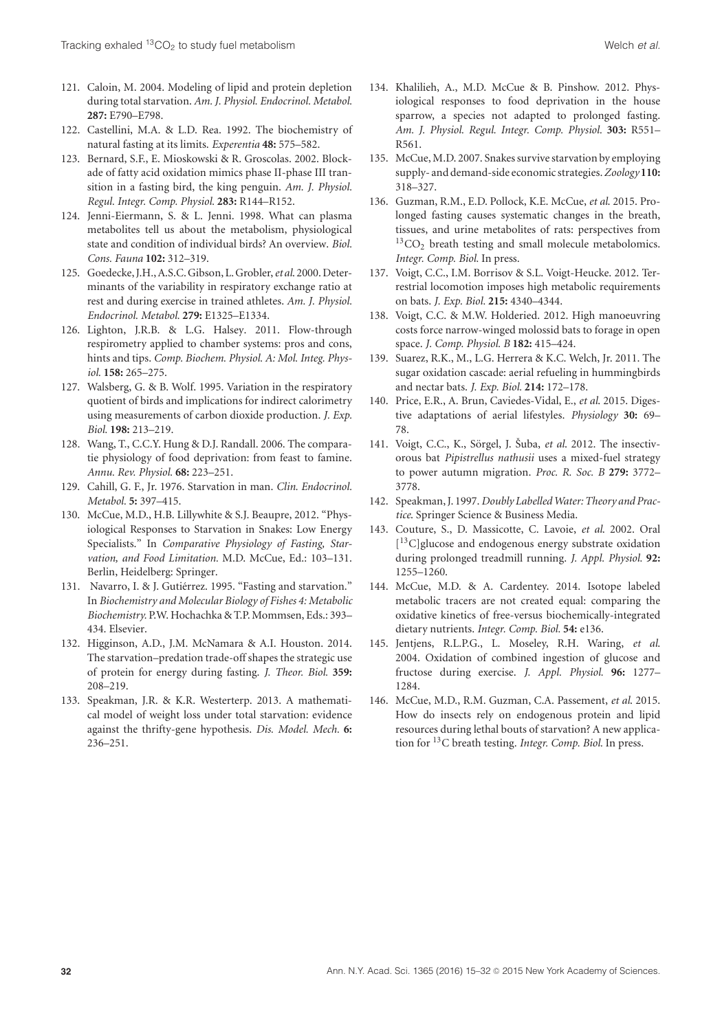121. Caloin, M. 2004. Modeling of lipid and protein depletion during total starvation. *Am. J. Physiol. Endocrinol. Metabol.* **287:** E790–E798.
122. Castellini, M.A. & L.D. Rea. 1992. The biochemistry of natural fasting at its limits. *Experentia* **48:** 575–582.
123. Bernard, S.F., E. Mioskowski & R. Groscolas. 2002. Blockade of fatty acid oxidation mimics phase II-phase III transition in a fasting bird, the king penguin. *Am. J. Physiol. Regul. Integr. Comp. Physiol.* **283:** R144–R152.
124. Jenni-Eiermann, S. & L. Jenni. 1998. What can plasma metabolites tell us about the metabolism, physiological state and condition of individual birds? An overview. *Biol. Cons. Fauna* **102:** 312–319.
125. Goedecke, J.H., A.S.C. Gibson, L. Grobler, *et al.* 2000. Determinants of the variability in respiratory exchange ratio at rest and during exercise in trained athletes. *Am. J. Physiol. Endocrinol. Metabol.* **279:** E1325–E1334.
126. Lighton, J.R.B. & L.G. Halsey. 2011. Flow-through respirometry applied to chamber systems: pros and cons, hints and tips. *Comp. Biochem. Physiol. A: Mol. Integ. Physiol.* **158:** 265–275.
127. Walsberg, G. & B. Wolf. 1995. Variation in the respiratory quotient of birds and implications for indirect calorimetry using measurements of carbon dioxide production. *J. Exp. Biol.* **198:** 213–219.
128. Wang, T., C.C.Y. Hung & D.J. Randall. 2006. The comparatie physiology of food deprivation: from feast to famine. *Annu. Rev. Physiol.* **68:** 223–251.
129. Cahill, G. F., Jr. 1976. Starvation in man. *Clin. Endocrinol. Metabol.* **5:** 397–415.
130. McCue, M.D., H.B. Lillywhite & S.J. Beaupre, 2012. "Physiological Responses to Starvation in Snakes: Low Energy Specialists." In *Comparative Physiology of Fasting, Starvation, and Food Limitation.* M.D. McCue, Ed.: 103–131. Berlin, Heidelberg: Springer.
131. Navarro, I. & J. Gutiérrez. 1995. "Fasting and starvation." In *Biochemistry and Molecular Biology of Fishes 4: Metabolic Biochemistry.* P.W. Hochachka & T.P. Mommsen, Eds.: 393–434. Elsevier.
132. Higginson, A.D., J.M. McNamara & A.I. Houston. 2014. The starvation–predation trade-off shapes the strategic use of protein for energy during fasting. *J. Theor. Biol.* **359:** 208–219.
133. Speakman, J.R. & K.R. Westerterp. 2013. A mathematical model of weight loss under total starvation: evidence against the thrifty-gene hypothesis. *Dis. Model. Mech.* **6:** 236–251.
134. Khalilieh, A., M.D. McCue & B. Pinshow. 2012. Physiological responses to food deprivation in the house sparrow, a species not adapted to prolonged fasting. *Am. J. Physiol. Regul. Integr. Comp. Physiol.* **303:** R551–R561.
135. McCue, M.D. 2007. Snakes survive starvation by employing supply- and demand-side economic strategies. *Zoology* **110:** 318–327.
136. Guzman, R.M., E.D. Pollock, K.E. McCue, *et al.* 2015. Prolonged fasting causes systematic changes in the breath, tissues, and urine metabolites of rats: perspectives from $^{13}CO_2$ breath testing and small molecule metabolomics. *Integr. Comp. Biol.* In press.
137. Voigt, C.C., I.M. Borrisov & S.L. Voigt-Heucke. 2012. Terrestrial locomotion imposes high metabolic requirements on bats. *J. Exp. Biol.* **215:** 4340–4344.
138. Voigt, C.C. & M.W. Holderied. 2012. High manoeuvring costs force narrow-winged molossid bats to forage in open space. *J. Comp. Physiol. B* **182:** 415–424.
139. Suarez, R.K., M., L.G. Herrera & K.C. Welch, Jr. 2011. The sugar oxidation cascade: aerial refueling in hummingbirds and nectar bats. *J. Exp. Biol.* **214:** 172–178.
140. Price, E.R., A. Brun, Caviedes-Vidal, E., *et al.* 2015. Digestive adaptations of aerial lifestyles. *Physiology* **30:** 69–78.
141. Voigt, C.C., K., Sörgel, J. Šuba, *et al.* 2012. The insectivorous bat *Pipistrellus nathusii* uses a mixed-fuel strategy to power autumn migration. *Proc. R. Soc. B* **279:** 3772–3778.
142. Speakman, J. 1997. *Doubly Labelled Water: Theory and Practice.* Springer Science & Business Media.
143. Couture, S., D. Massicotte, C. Lavoie, *et al.* 2002. Oral [$^{13}$C]glucose and endogenous energy substrate oxidation during prolonged treadmill running. *J. Appl. Physiol.* **92:** 1255–1260.
144. McCue, M.D. & A. Cardentey. 2014. Isotope labeled metabolic tracers are not created equal: comparing the oxidative kinetics of free-versus biochemically-integrated dietary nutrients. *Integr. Comp. Biol.* **54:** e136.
145. Jentjens, R.L.P.G., L. Moseley, R.H. Waring, *et al.* 2004. Oxidation of combined ingestion of glucose and fructose during exercise. *J. Appl. Physiol.* **96:** 1277–1284.
146. McCue, M.D., R.M. Guzman, C.A. Passement, *et al.* 2015. How do insects rely on endogenous protein and lipid resources during lethal bouts of starvation? A new application for $^{13}$C breath testing. *Integr. Comp. Biol.* In press.